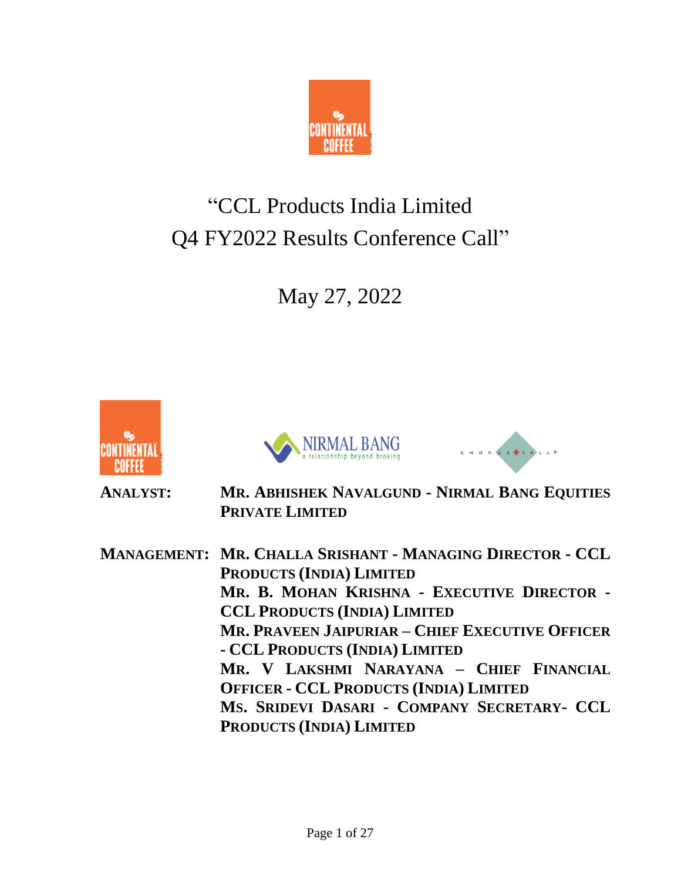# "CCL Products India Limited Q4 FY2022 Results Conference Call"

May 27, 2022

**ANALYST:** **MR. ABHISHEK NAVALGUND - NIRMAL BANG EQUITIES PRIVATE LIMITED**

**MANAGEMENT:** **MR. CHALLA SRISHANT - MANAGING DIRECTOR - CCL PRODUCTS (INDIA) LIMITED**
**MR. B. MOHAN KRISHNA - EXECUTIVE DIRECTOR - CCL PRODUCTS (INDIA) LIMITED**
**MR. PRAVEEN JAIPURIAR – CHIEF EXECUTIVE OFFICER - CCL PRODUCTS (INDIA) LIMITED**
**MR. V LAKSHMI NARAYANA – CHIEF FINANCIAL OFFICER - CCL PRODUCTS (INDIA) LIMITED**
**MS. SRIDEVI DASARI - COMPANY SECRETARY- CCL PRODUCTS (INDIA) LIMITED**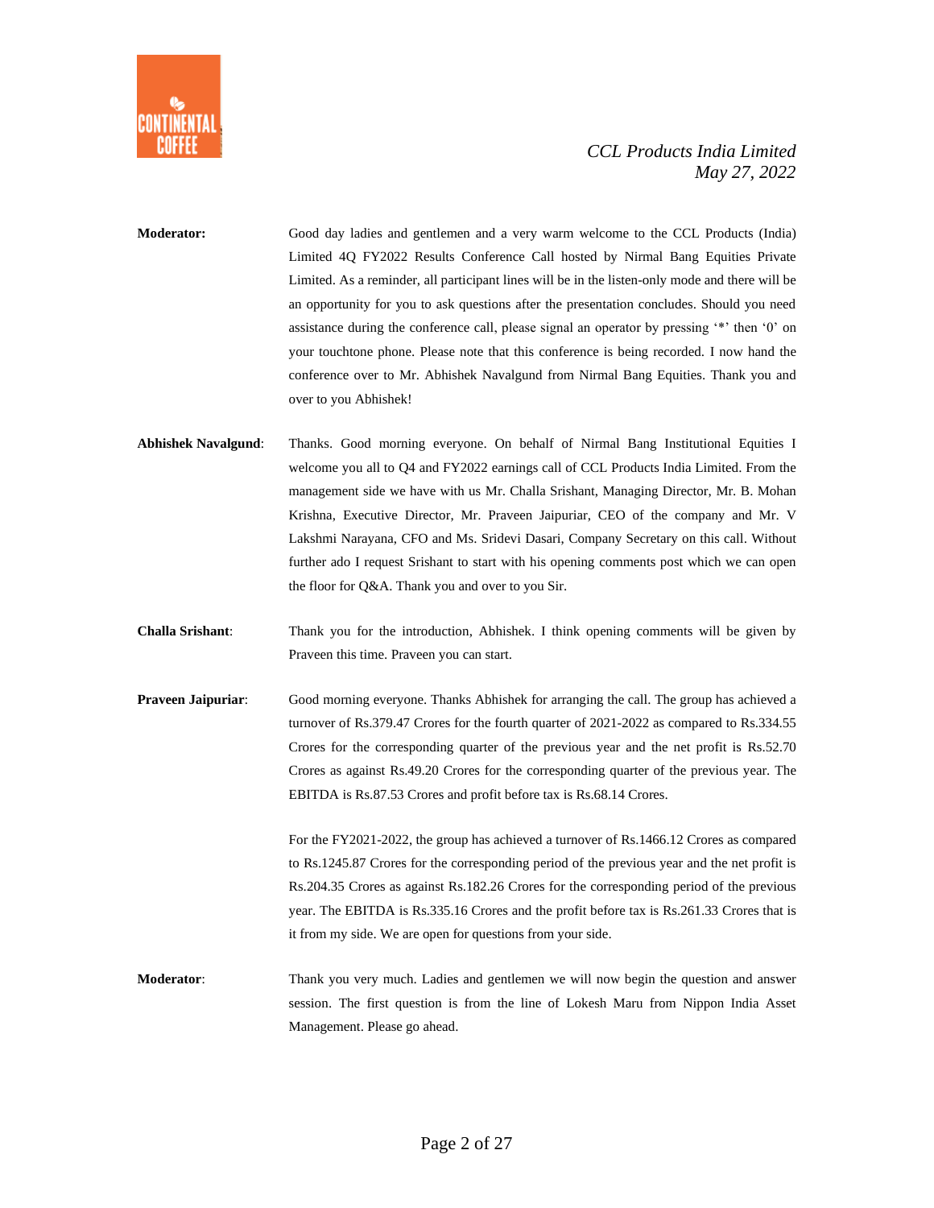**Moderator:** Good day ladies and gentlemen and a very warm welcome to the CCL Products (India) Limited 4Q FY2022 Results Conference Call hosted by Nirmal Bang Equities Private Limited. As a reminder, all participant lines will be in the listen-only mode and there will be an opportunity for you to ask questions after the presentation concludes. Should you need assistance during the conference call, please signal an operator by pressing '*' then '0' on your touchtone phone. Please note that this conference is being recorded. I now hand the conference over to Mr. Abhishek Navalgund from Nirmal Bang Equities. Thank you and over to you Abhishek!

**Abhishek Navalgund**: Thanks. Good morning everyone. On behalf of Nirmal Bang Institutional Equities I welcome you all to Q4 and FY2022 earnings call of CCL Products India Limited. From the management side we have with us Mr. Challa Srishant, Managing Director, Mr. B. Mohan Krishna, Executive Director, Mr. Praveen Jaipuriar, CEO of the company and Mr. V Lakshmi Narayana, CFO and Ms. Sridevi Dasari, Company Secretary on this call. Without further ado I request Srishant to start with his opening comments post which we can open the floor for Q&A. Thank you and over to you Sir.

**Challa Srishant**: Thank you for the introduction, Abhishek. I think opening comments will be given by Praveen this time. Praveen you can start.

**Praveen Jaipuriar**: Good morning everyone. Thanks Abhishek for arranging the call. The group has achieved a turnover of Rs.379.47 Crores for the fourth quarter of 2021-2022 as compared to Rs.334.55 Crores for the corresponding quarter of the previous year and the net profit is Rs.52.70 Crores as against Rs.49.20 Crores for the corresponding quarter of the previous year. The EBITDA is Rs.87.53 Crores and profit before tax is Rs.68.14 Crores.

For the FY2021-2022, the group has achieved a turnover of Rs.1466.12 Crores as compared to Rs.1245.87 Crores for the corresponding period of the previous year and the net profit is Rs.204.35 Crores as against Rs.182.26 Crores for the corresponding period of the previous year. The EBITDA is Rs.335.16 Crores and the profit before tax is Rs.261.33 Crores that is it from my side. We are open for questions from your side.

**Moderator**: Thank you very much. Ladies and gentlemen we will now begin the question and answer session. The first question is from the line of Lokesh Maru from Nippon India Asset Management. Please go ahead.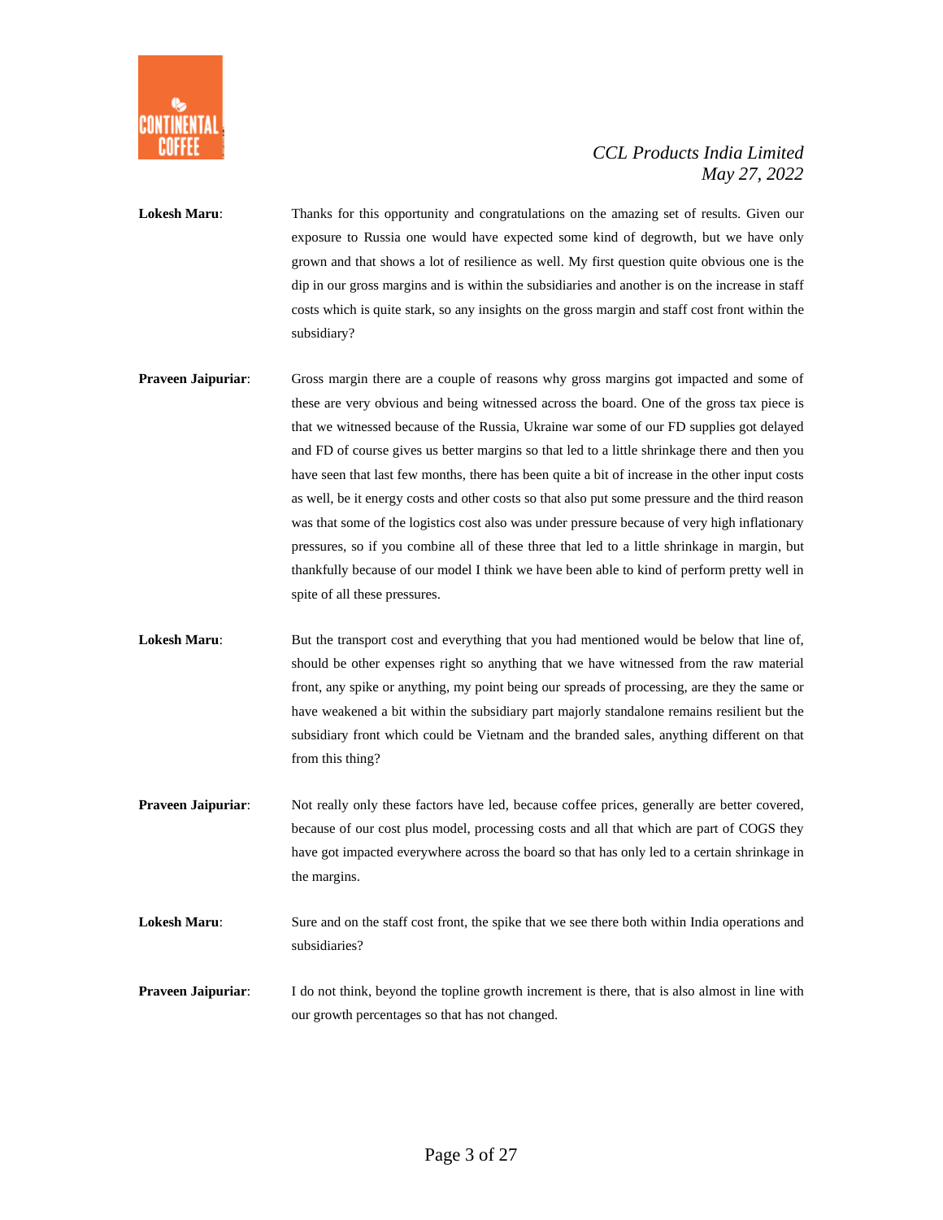**Lokesh Maru**: Thanks for this opportunity and congratulations on the amazing set of results. Given our exposure to Russia one would have expected some kind of degrowth, but we have only grown and that shows a lot of resilience as well. My first question quite obvious one is the dip in our gross margins and is within the subsidiaries and another is on the increase in staff costs which is quite stark, so any insights on the gross margin and staff cost front within the subsidiary?

**Praveen Jaipuriar**: Gross margin there are a couple of reasons why gross margins got impacted and some of these are very obvious and being witnessed across the board. One of the gross tax piece is that we witnessed because of the Russia, Ukraine war some of our FD supplies got delayed and FD of course gives us better margins so that led to a little shrinkage there and then you have seen that last few months, there has been quite a bit of increase in the other input costs as well, be it energy costs and other costs so that also put some pressure and the third reason was that some of the logistics cost also was under pressure because of very high inflationary pressures, so if you combine all of these three that led to a little shrinkage in margin, but thankfully because of our model I think we have been able to kind of perform pretty well in spite of all these pressures.

**Lokesh Maru**: But the transport cost and everything that you had mentioned would be below that line of, should be other expenses right so anything that we have witnessed from the raw material front, any spike or anything, my point being our spreads of processing, are they the same or have weakened a bit within the subsidiary part majorly standalone remains resilient but the subsidiary front which could be Vietnam and the branded sales, anything different on that from this thing?

**Praveen Jaipuriar**: Not really only these factors have led, because coffee prices, generally are better covered, because of our cost plus model, processing costs and all that which are part of COGS they have got impacted everywhere across the board so that has only led to a certain shrinkage in the margins.

**Lokesh Maru**: Sure and on the staff cost front, the spike that we see there both within India operations and subsidiaries?

**Praveen Jaipuriar**: I do not think, beyond the topline growth increment is there, that is also almost in line with our growth percentages so that has not changed.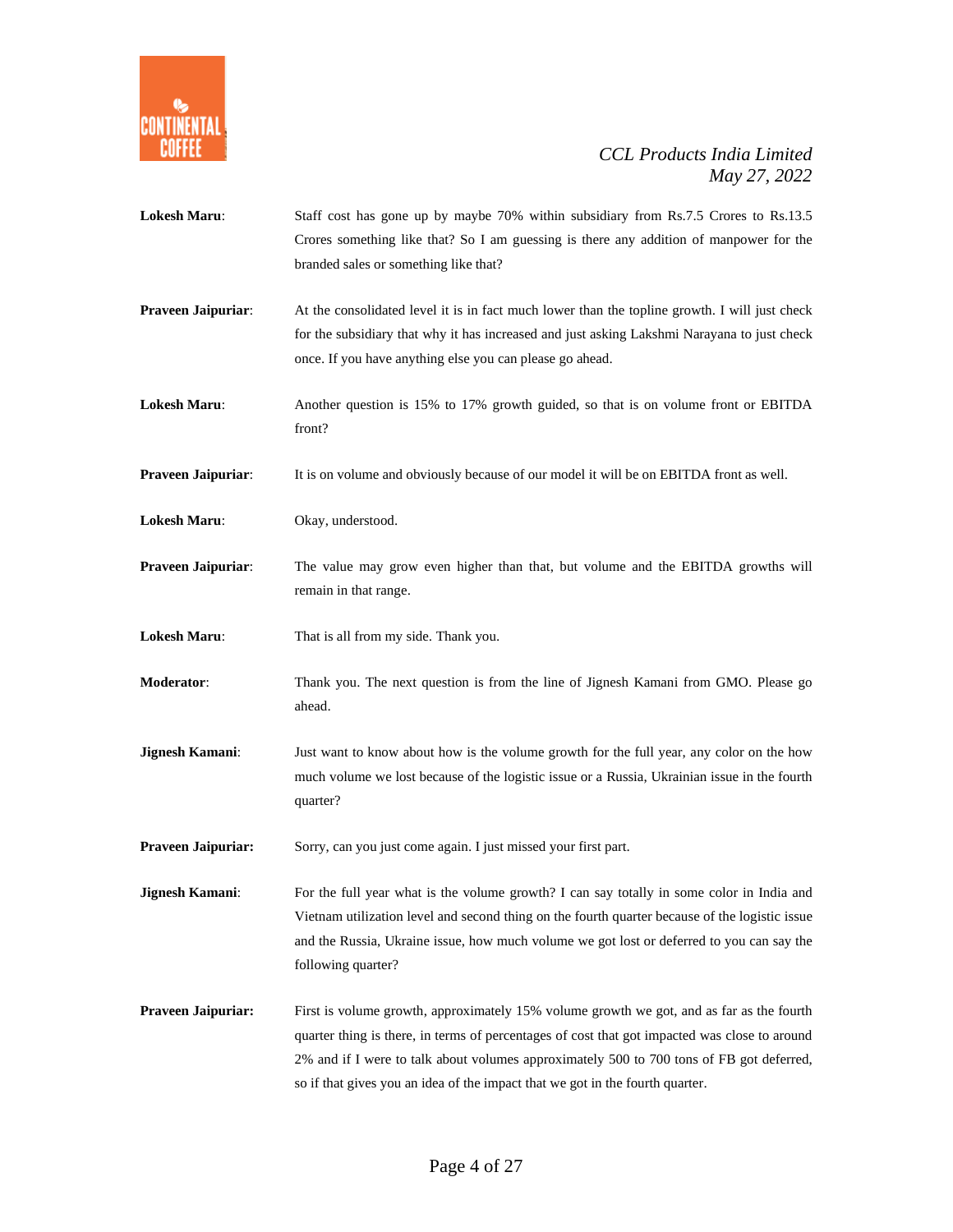**Lokesh Maru**: Staff cost has gone up by maybe 70% within subsidiary from Rs.7.5 Crores to Rs.13.5 Crores something like that? So I am guessing is there any addition of manpower for the branded sales or something like that?

**Praveen Jaipuriar**: At the consolidated level it is in fact much lower than the topline growth. I will just check for the subsidiary that why it has increased and just asking Lakshmi Narayana to just check once. If you have anything else you can please go ahead.

**Lokesh Maru**: Another question is 15% to 17% growth guided, so that is on volume front or EBITDA front?

**Praveen Jaipuriar**: It is on volume and obviously because of our model it will be on EBITDA front as well.

**Lokesh Maru**: Okay, understood.

**Praveen Jaipuriar**: The value may grow even higher than that, but volume and the EBITDA growths will remain in that range.

**Lokesh Maru**: That is all from my side. Thank you.

**Moderator**: Thank you. The next question is from the line of Jignesh Kamani from GMO. Please go ahead.

**Jignesh Kamani**: Just want to know about how is the volume growth for the full year, any color on the how much volume we lost because of the logistic issue or a Russia, Ukrainian issue in the fourth quarter?

**Praveen Jaipuriar:** Sorry, can you just come again. I just missed your first part.

**Jignesh Kamani**: For the full year what is the volume growth? I can say totally in some color in India and Vietnam utilization level and second thing on the fourth quarter because of the logistic issue and the Russia, Ukraine issue, how much volume we got lost or deferred to you can say the following quarter?

**Praveen Jaipuriar:** First is volume growth, approximately 15% volume growth we got, and as far as the fourth quarter thing is there, in terms of percentages of cost that got impacted was close to around 2% and if I were to talk about volumes approximately 500 to 700 tons of FB got deferred, so if that gives you an idea of the impact that we got in the fourth quarter.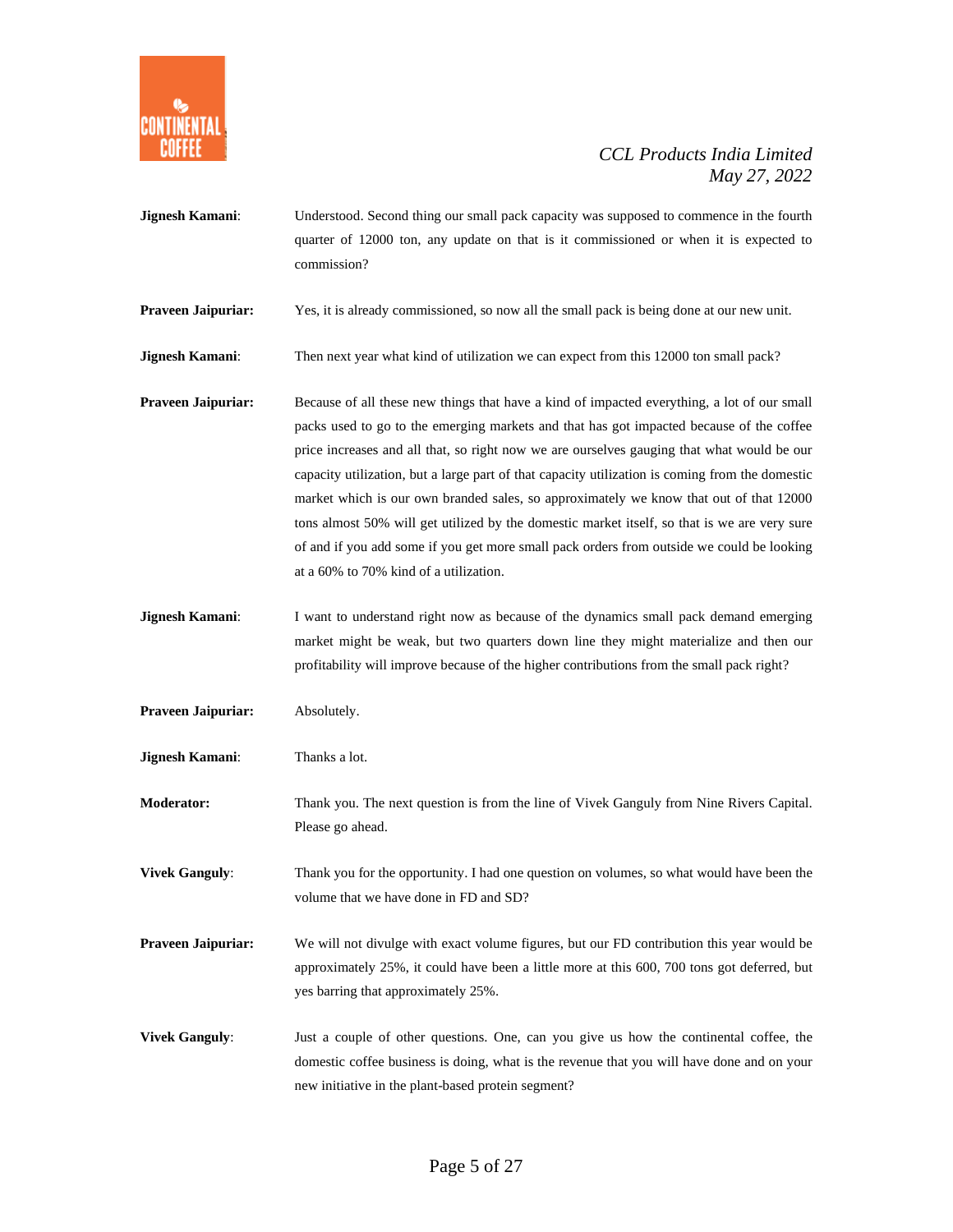**Jignesh Kamani**: Understood. Second thing our small pack capacity was supposed to commence in the fourth quarter of 12000 ton, any update on that is it commissioned or when it is expected to commission?

**Praveen Jaipuriar:** Yes, it is already commissioned, so now all the small pack is being done at our new unit.

**Jignesh Kamani**: Then next year what kind of utilization we can expect from this 12000 ton small pack?

**Praveen Jaipuriar:** Because of all these new things that have a kind of impacted everything, a lot of our small packs used to go to the emerging markets and that has got impacted because of the coffee price increases and all that, so right now we are ourselves gauging that what would be our capacity utilization, but a large part of that capacity utilization is coming from the domestic market which is our own branded sales, so approximately we know that out of that 12000 tons almost 50% will get utilized by the domestic market itself, so that is we are very sure of and if you add some if you get more small pack orders from outside we could be looking at a 60% to 70% kind of a utilization.

**Jignesh Kamani**: I want to understand right now as because of the dynamics small pack demand emerging market might be weak, but two quarters down line they might materialize and then our profitability will improve because of the higher contributions from the small pack right?

**Praveen Jaipuriar:** Absolutely.

**Jignesh Kamani**: Thanks a lot.

**Moderator:** Thank you. The next question is from the line of Vivek Ganguly from Nine Rivers Capital. Please go ahead.

**Vivek Ganguly**: Thank you for the opportunity. I had one question on volumes, so what would have been the volume that we have done in FD and SD?

**Praveen Jaipuriar:** We will not divulge with exact volume figures, but our FD contribution this year would be approximately 25%, it could have been a little more at this 600, 700 tons got deferred, but yes barring that approximately 25%.

**Vivek Ganguly**: Just a couple of other questions. One, can you give us how the continental coffee, the domestic coffee business is doing, what is the revenue that you will have done and on your new initiative in the plant-based protein segment?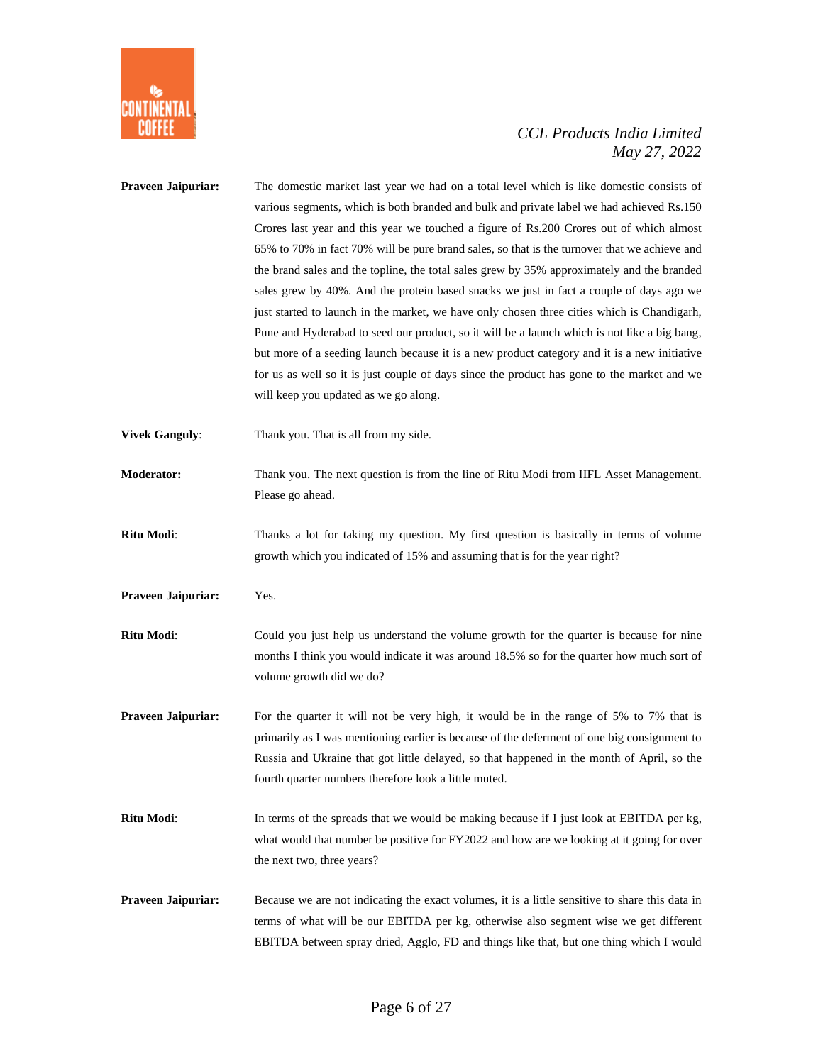**Praveen Jaipuriar:** The domestic market last year we had on a total level which is like domestic consists of various segments, which is both branded and bulk and private label we had achieved Rs.150 Crores last year and this year we touched a figure of Rs.200 Crores out of which almost 65% to 70% in fact 70% will be pure brand sales, so that is the turnover that we achieve and the brand sales and the topline, the total sales grew by 35% approximately and the branded sales grew by 40%. And the protein based snacks we just in fact a couple of days ago we just started to launch in the market, we have only chosen three cities which is Chandigarh, Pune and Hyderabad to seed our product, so it will be a launch which is not like a big bang, but more of a seeding launch because it is a new product category and it is a new initiative for us as well so it is just couple of days since the product has gone to the market and we will keep you updated as we go along.

**Vivek Ganguly**: Thank you. That is all from my side.

**Moderator:** Thank you. The next question is from the line of Ritu Modi from IIFL Asset Management. Please go ahead.

**Ritu Modi**: Thanks a lot for taking my question. My first question is basically in terms of volume growth which you indicated of 15% and assuming that is for the year right?

**Praveen Jaipuriar:** Yes.

**Ritu Modi**: Could you just help us understand the volume growth for the quarter is because for nine months I think you would indicate it was around 18.5% so for the quarter how much sort of volume growth did we do?

**Praveen Jaipuriar:** For the quarter it will not be very high, it would be in the range of 5% to 7% that is primarily as I was mentioning earlier is because of the deferment of one big consignment to Russia and Ukraine that got little delayed, so that happened in the month of April, so the fourth quarter numbers therefore look a little muted.

**Ritu Modi**: In terms of the spreads that we would be making because if I just look at EBITDA per kg, what would that number be positive for FY2022 and how are we looking at it going for over the next two, three years?

**Praveen Jaipuriar:** Because we are not indicating the exact volumes, it is a little sensitive to share this data in terms of what will be our EBITDA per kg, otherwise also segment wise we get different EBITDA between spray dried, Agglo, FD and things like that, but one thing which I would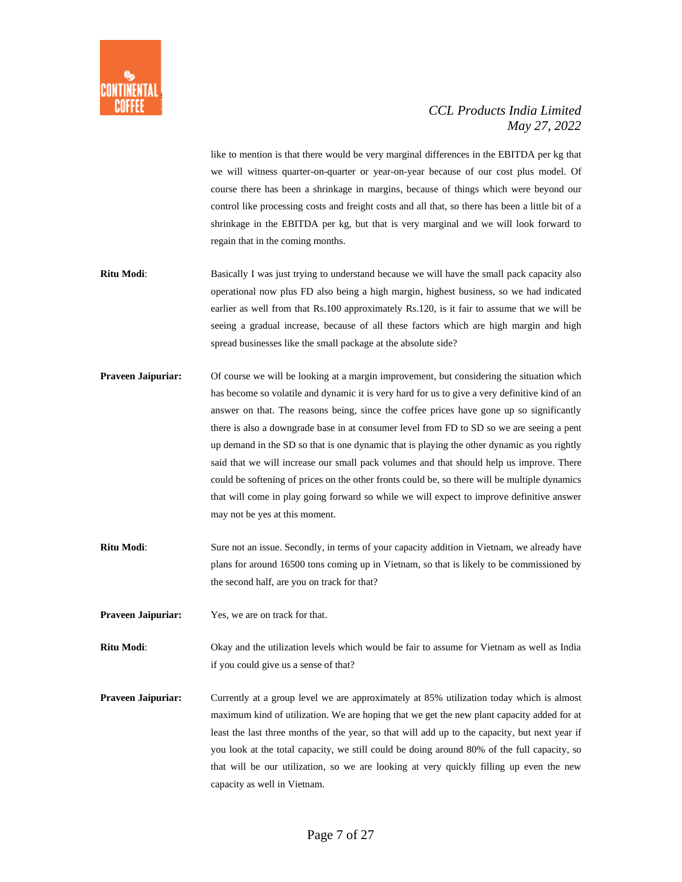like to mention is that there would be very marginal differences in the EBITDA per kg that we will witness quarter-on-quarter or year-on-year because of our cost plus model. Of course there has been a shrinkage in margins, because of things which were beyond our control like processing costs and freight costs and all that, so there has been a little bit of a shrinkage in the EBITDA per kg, but that is very marginal and we will look forward to regain that in the coming months.

**Ritu Modi**: Basically I was just trying to understand because we will have the small pack capacity also operational now plus FD also being a high margin, highest business, so we had indicated earlier as well from that Rs.100 approximately Rs.120, is it fair to assume that we will be seeing a gradual increase, because of all these factors which are high margin and high spread businesses like the small package at the absolute side?

**Praveen Jaipuriar:** Of course we will be looking at a margin improvement, but considering the situation which has become so volatile and dynamic it is very hard for us to give a very definitive kind of an answer on that. The reasons being, since the coffee prices have gone up so significantly there is also a downgrade base in at consumer level from FD to SD so we are seeing a pent up demand in the SD so that is one dynamic that is playing the other dynamic as you rightly said that we will increase our small pack volumes and that should help us improve. There could be softening of prices on the other fronts could be, so there will be multiple dynamics that will come in play going forward so while we will expect to improve definitive answer may not be yes at this moment.

**Ritu Modi**: Sure not an issue. Secondly, in terms of your capacity addition in Vietnam, we already have plans for around 16500 tons coming up in Vietnam, so that is likely to be commissioned by the second half, are you on track for that?

**Praveen Jaipuriar:** Yes, we are on track for that.

**Ritu Modi**: Okay and the utilization levels which would be fair to assume for Vietnam as well as India if you could give us a sense of that?

**Praveen Jaipuriar:** Currently at a group level we are approximately at 85% utilization today which is almost maximum kind of utilization. We are hoping that we get the new plant capacity added for at least the last three months of the year, so that will add up to the capacity, but next year if you look at the total capacity, we still could be doing around 80% of the full capacity, so that will be our utilization, so we are looking at very quickly filling up even the new capacity as well in Vietnam.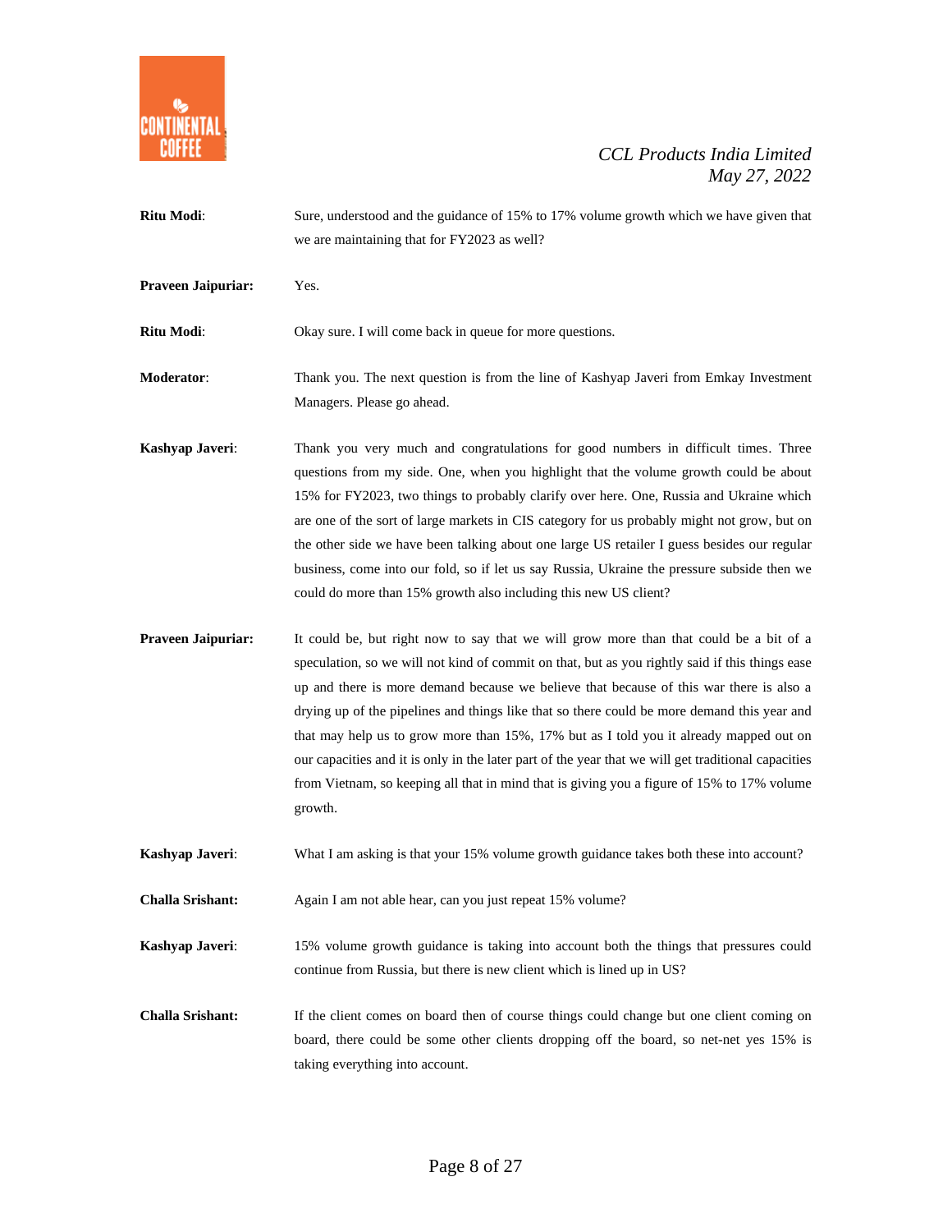**Ritu Modi**: Sure, understood and the guidance of 15% to 17% volume growth which we have given that we are maintaining that for FY2023 as well?

**Praveen Jaipuriar:** Yes.

**Ritu Modi**: Okay sure. I will come back in queue for more questions.

**Moderator**: Thank you. The next question is from the line of Kashyap Javeri from Emkay Investment Managers. Please go ahead.

**Kashyap Javeri**: Thank you very much and congratulations for good numbers in difficult times. Three questions from my side. One, when you highlight that the volume growth could be about 15% for FY2023, two things to probably clarify over here. One, Russia and Ukraine which are one of the sort of large markets in CIS category for us probably might not grow, but on the other side we have been talking about one large US retailer I guess besides our regular business, come into our fold, so if let us say Russia, Ukraine the pressure subside then we could do more than 15% growth also including this new US client?

**Praveen Jaipuriar:** It could be, but right now to say that we will grow more than that could be a bit of a speculation, so we will not kind of commit on that, but as you rightly said if this things ease up and there is more demand because we believe that because of this war there is also a drying up of the pipelines and things like that so there could be more demand this year and that may help us to grow more than 15%, 17% but as I told you it already mapped out on our capacities and it is only in the later part of the year that we will get traditional capacities from Vietnam, so keeping all that in mind that is giving you a figure of 15% to 17% volume growth.

**Kashyap Javeri**: What I am asking is that your 15% volume growth guidance takes both these into account?

**Challa Srishant:** Again I am not able hear, can you just repeat 15% volume?

**Kashyap Javeri**: 15% volume growth guidance is taking into account both the things that pressures could continue from Russia, but there is new client which is lined up in US?

**Challa Srishant:** If the client comes on board then of course things could change but one client coming on board, there could be some other clients dropping off the board, so net-net yes 15% is taking everything into account.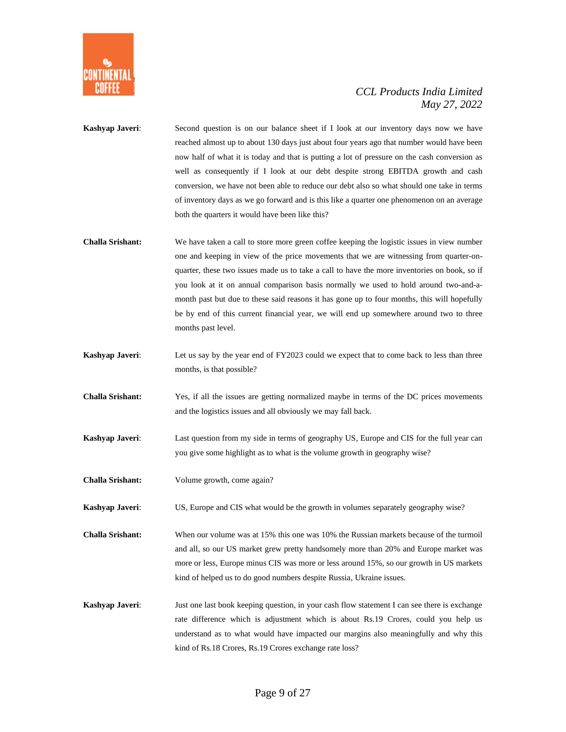**Kashyap Javeri**: Second question is on our balance sheet if I look at our inventory days now we have reached almost up to about 130 days just about four years ago that number would have been now half of what it is today and that is putting a lot of pressure on the cash conversion as well as consequently if I look at our debt despite strong EBITDA growth and cash conversion, we have not been able to reduce our debt also so what should one take in terms of inventory days as we go forward and is this like a quarter one phenomenon on an average both the quarters it would have been like this?

**Challa Srishant:** We have taken a call to store more green coffee keeping the logistic issues in view number one and keeping in view of the price movements that we are witnessing from quarter-on-quarter, these two issues made us to take a call to have the more inventories on book, so if you look at it on annual comparison basis normally we used to hold around two-and-a-month past but due to these said reasons it has gone up to four months, this will hopefully be by end of this current financial year, we will end up somewhere around two to three months past level.

**Kashyap Javeri**: Let us say by the year end of FY2023 could we expect that to come back to less than three months, is that possible?

**Challa Srishant:** Yes, if all the issues are getting normalized maybe in terms of the DC prices movements and the logistics issues and all obviously we may fall back.

**Kashyap Javeri**: Last question from my side in terms of geography US, Europe and CIS for the full year can you give some highlight as to what is the volume growth in geography wise?

**Challa Srishant:** Volume growth, come again?

**Kashyap Javeri**: US, Europe and CIS what would be the growth in volumes separately geography wise?

**Challa Srishant:** When our volume was at 15% this one was 10% the Russian markets because of the turmoil and all, so our US market grew pretty handsomely more than 20% and Europe market was more or less, Europe minus CIS was more or less around 15%, so our growth in US markets kind of helped us to do good numbers despite Russia, Ukraine issues.

**Kashyap Javeri**: Just one last book keeping question, in your cash flow statement I can see there is exchange rate difference which is adjustment which is about Rs.19 Crores, could you help us understand as to what would have impacted our margins also meaningfully and why this kind of Rs.18 Crores, Rs.19 Crores exchange rate loss?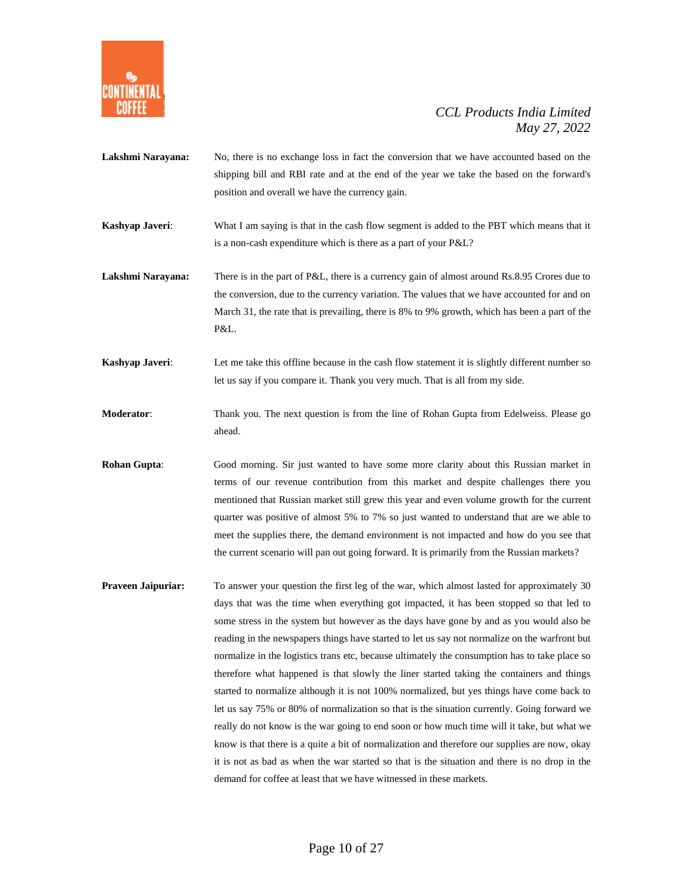**Lakshmi Narayana:** No, there is no exchange loss in fact the conversion that we have accounted based on the shipping bill and RBI rate and at the end of the year we take the based on the forward's position and overall we have the currency gain.

**Kashyap Javeri**: What I am saying is that in the cash flow segment is added to the PBT which means that it is a non-cash expenditure which is there as a part of your P&L?

**Lakshmi Narayana:** There is in the part of P&L, there is a currency gain of almost around Rs.8.95 Crores due to the conversion, due to the currency variation. The values that we have accounted for and on March 31, the rate that is prevailing, there is 8% to 9% growth, which has been a part of the P&L.

**Kashyap Javeri**: Let me take this offline because in the cash flow statement it is slightly different number so let us say if you compare it. Thank you very much. That is all from my side.

**Moderator**: Thank you. The next question is from the line of Rohan Gupta from Edelweiss. Please go ahead.

**Rohan Gupta**: Good morning. Sir just wanted to have some more clarity about this Russian market in terms of our revenue contribution from this market and despite challenges there you mentioned that Russian market still grew this year and even volume growth for the current quarter was positive of almost 5% to 7% so just wanted to understand that are we able to meet the supplies there, the demand environment is not impacted and how do you see that the current scenario will pan out going forward. It is primarily from the Russian markets?

**Praveen Jaipuriar:** To answer your question the first leg of the war, which almost lasted for approximately 30 days that was the time when everything got impacted, it has been stopped so that led to some stress in the system but however as the days have gone by and as you would also be reading in the newspapers things have started to let us say not normalize on the warfront but normalize in the logistics trans etc, because ultimately the consumption has to take place so therefore what happened is that slowly the liner started taking the containers and things started to normalize although it is not 100% normalized, but yes things have come back to let us say 75% or 80% of normalization so that is the situation currently. Going forward we really do not know is the war going to end soon or how much time will it take, but what we know is that there is a quite a bit of normalization and therefore our supplies are now, okay it is not as bad as when the war started so that is the situation and there is no drop in the demand for coffee at least that we have witnessed in these markets.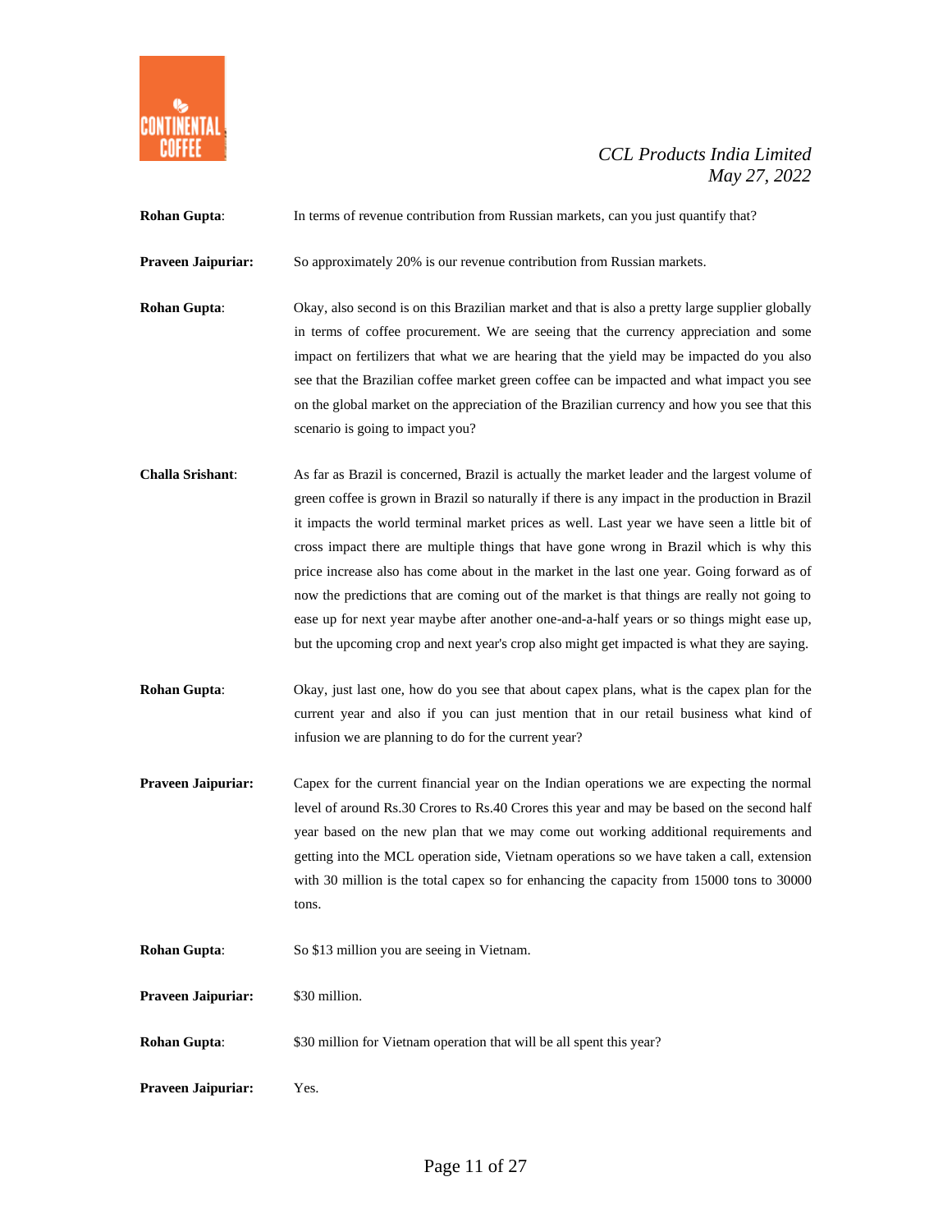**Rohan Gupta**: In terms of revenue contribution from Russian markets, can you just quantify that?

**Praveen Jaipuriar:** So approximately 20% is our revenue contribution from Russian markets.

**Rohan Gupta**: Okay, also second is on this Brazilian market and that is also a pretty large supplier globally in terms of coffee procurement. We are seeing that the currency appreciation and some impact on fertilizers that what we are hearing that the yield may be impacted do you also see that the Brazilian coffee market green coffee can be impacted and what impact you see on the global market on the appreciation of the Brazilian currency and how you see that this scenario is going to impact you?

**Challa Srishant**: As far as Brazil is concerned, Brazil is actually the market leader and the largest volume of green coffee is grown in Brazil so naturally if there is any impact in the production in Brazil it impacts the world terminal market prices as well. Last year we have seen a little bit of cross impact there are multiple things that have gone wrong in Brazil which is why this price increase also has come about in the market in the last one year. Going forward as of now the predictions that are coming out of the market is that things are really not going to ease up for next year maybe after another one-and-a-half years or so things might ease up, but the upcoming crop and next year's crop also might get impacted is what they are saying.

**Rohan Gupta**: Okay, just last one, how do you see that about capex plans, what is the capex plan for the current year and also if you can just mention that in our retail business what kind of infusion we are planning to do for the current year?

**Praveen Jaipuriar:** Capex for the current financial year on the Indian operations we are expecting the normal level of around Rs.30 Crores to Rs.40 Crores this year and may be based on the second half year based on the new plan that we may come out working additional requirements and getting into the MCL operation side, Vietnam operations so we have taken a call, extension with 30 million is the total capex so for enhancing the capacity from 15000 tons to 30000 tons.

**Rohan Gupta**: So $13 million you are seeing in Vietnam.

**Praveen Jaipuriar:** $30 million.

**Rohan Gupta**: $30 million for Vietnam operation that will be all spent this year?

**Praveen Jaipuriar:** Yes.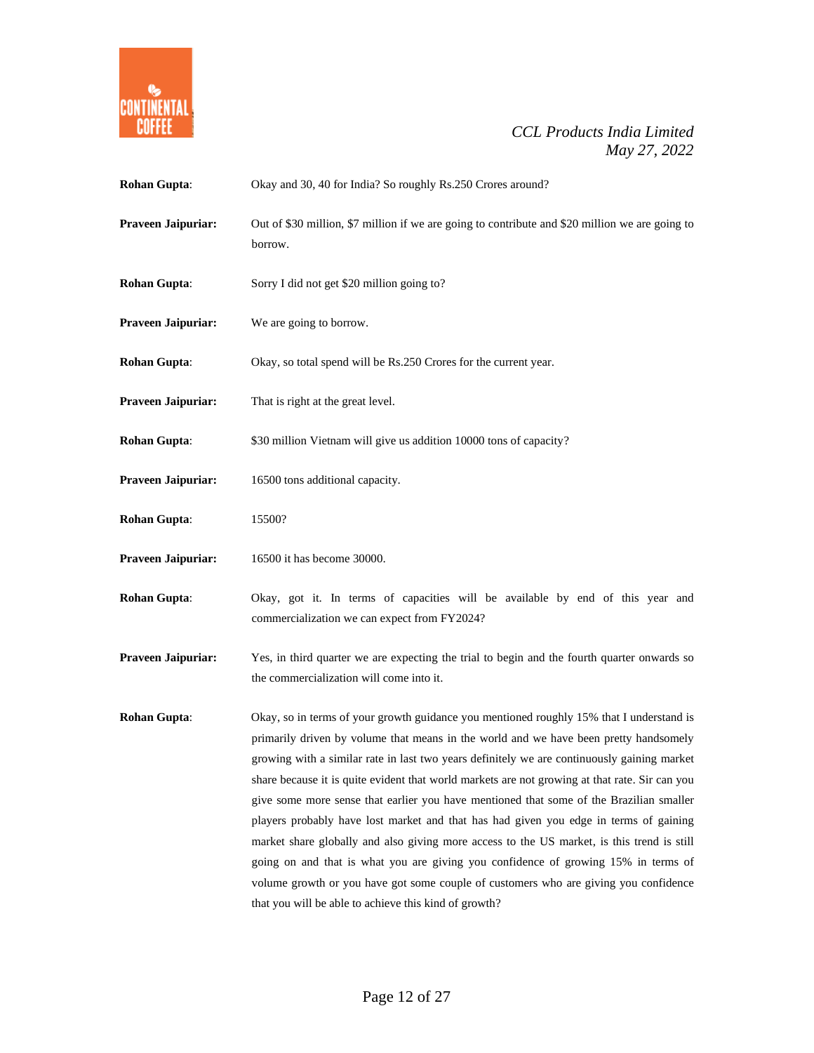**Rohan Gupta**: Okay and 30, 40 for India? So roughly Rs.250 Crores around?

**Praveen Jaipuriar:** Out of $30 million, $7 million if we are going to contribute and $20 million we are going to borrow.

**Rohan Gupta**: Sorry I did not get $20 million going to?

**Praveen Jaipuriar:** We are going to borrow.

**Rohan Gupta**: Okay, so total spend will be Rs.250 Crores for the current year.

**Praveen Jaipuriar:** That is right at the great level.

**Rohan Gupta**: $30 million Vietnam will give us addition 10000 tons of capacity?

**Praveen Jaipuriar:** 16500 tons additional capacity.

**Rohan Gupta**: 15500?

**Praveen Jaipuriar:** 16500 it has become 30000.

**Rohan Gupta**: Okay, got it. In terms of capacities will be available by end of this year and commercialization we can expect from FY2024?

**Praveen Jaipuriar:** Yes, in third quarter we are expecting the trial to begin and the fourth quarter onwards so the commercialization will come into it.

**Rohan Gupta**: Okay, so in terms of your growth guidance you mentioned roughly 15% that I understand is primarily driven by volume that means in the world and we have been pretty handsomely growing with a similar rate in last two years definitely we are continuously gaining market share because it is quite evident that world markets are not growing at that rate. Sir can you give some more sense that earlier you have mentioned that some of the Brazilian smaller players probably have lost market and that has had given you edge in terms of gaining market share globally and also giving more access to the US market, is this trend is still going on and that is what you are giving you confidence of growing 15% in terms of volume growth or you have got some couple of customers who are giving you confidence that you will be able to achieve this kind of growth?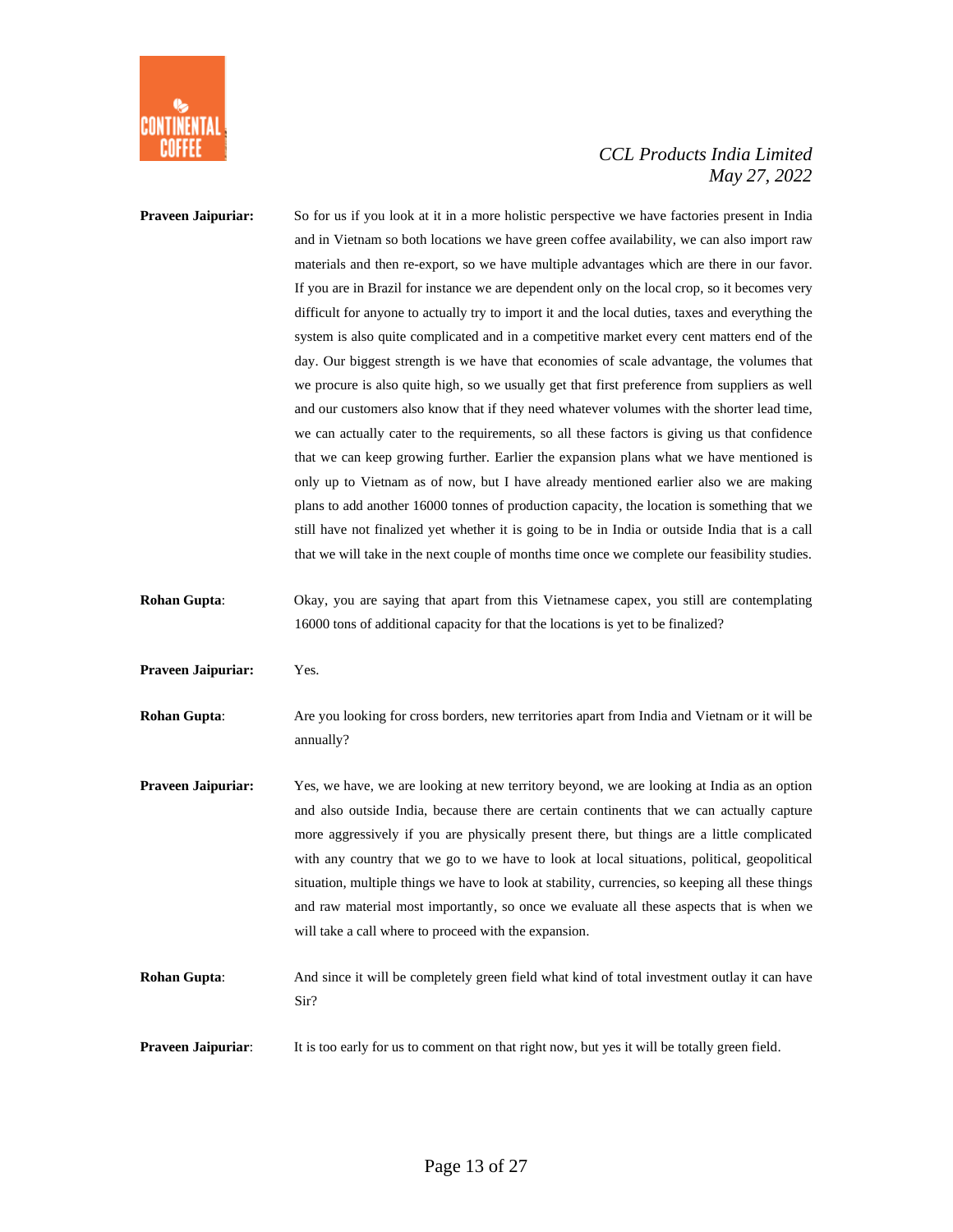**Praveen Jaipuriar:** So for us if you look at it in a more holistic perspective we have factories present in India and in Vietnam so both locations we have green coffee availability, we can also import raw materials and then re-export, so we have multiple advantages which are there in our favor. If you are in Brazil for instance we are dependent only on the local crop, so it becomes very difficult for anyone to actually try to import it and the local duties, taxes and everything the system is also quite complicated and in a competitive market every cent matters end of the day. Our biggest strength is we have that economies of scale advantage, the volumes that we procure is also quite high, so we usually get that first preference from suppliers as well and our customers also know that if they need whatever volumes with the shorter lead time, we can actually cater to the requirements, so all these factors is giving us that confidence that we can keep growing further. Earlier the expansion plans what we have mentioned is only up to Vietnam as of now, but I have already mentioned earlier also we are making plans to add another 16000 tonnes of production capacity, the location is something that we still have not finalized yet whether it is going to be in India or outside India that is a call that we will take in the next couple of months time once we complete our feasibility studies.

**Rohan Gupta**: Okay, you are saying that apart from this Vietnamese capex, you still are contemplating 16000 tons of additional capacity for that the locations is yet to be finalized?

**Praveen Jaipuriar:** Yes.

**Rohan Gupta**: Are you looking for cross borders, new territories apart from India and Vietnam or it will be annually?

**Praveen Jaipuriar:** Yes, we have, we are looking at new territory beyond, we are looking at India as an option and also outside India, because there are certain continents that we can actually capture more aggressively if you are physically present there, but things are a little complicated with any country that we go to we have to look at local situations, political, geopolitical situation, multiple things we have to look at stability, currencies, so keeping all these things and raw material most importantly, so once we evaluate all these aspects that is when we will take a call where to proceed with the expansion.

**Rohan Gupta**: And since it will be completely green field what kind of total investment outlay it can have Sir?

**Praveen Jaipuriar**: It is too early for us to comment on that right now, but yes it will be totally green field.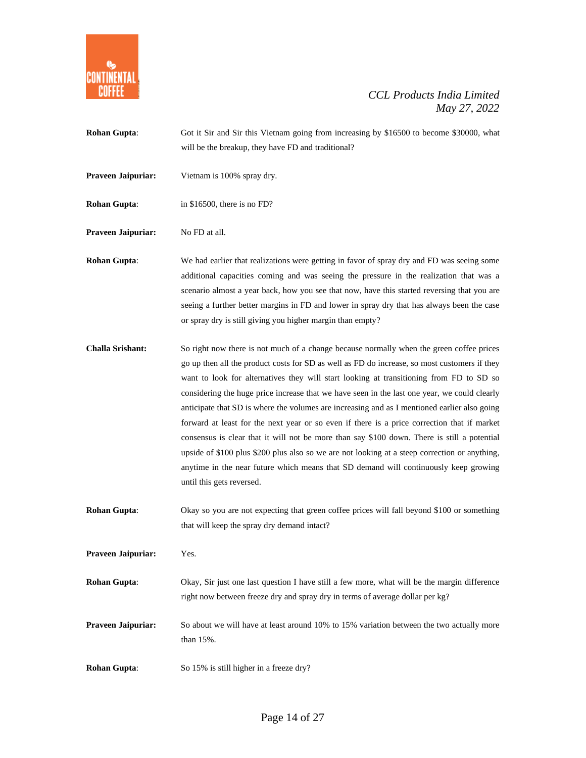**Rohan Gupta**: Got it Sir and Sir this Vietnam going from increasing by $16500 to become $30000, what will be the breakup, they have FD and traditional?

**Praveen Jaipuriar:** Vietnam is 100% spray dry.

**Rohan Gupta**: in $16500, there is no FD?

**Praveen Jaipuriar:** No FD at all.

**Rohan Gupta**: We had earlier that realizations were getting in favor of spray dry and FD was seeing some additional capacities coming and was seeing the pressure in the realization that was a scenario almost a year back, how you see that now, have this started reversing that you are seeing a further better margins in FD and lower in spray dry that has always been the case or spray dry is still giving you higher margin than empty?

**Challa Srishant:** So right now there is not much of a change because normally when the green coffee prices go up then all the product costs for SD as well as FD do increase, so most customers if they want to look for alternatives they will start looking at transitioning from FD to SD so considering the huge price increase that we have seen in the last one year, we could clearly anticipate that SD is where the volumes are increasing and as I mentioned earlier also going forward at least for the next year or so even if there is a price correction that if market consensus is clear that it will not be more than say $100 down. There is still a potential upside of $100 plus $200 plus also so we are not looking at a steep correction or anything, anytime in the near future which means that SD demand will continuously keep growing until this gets reversed.

**Rohan Gupta**: Okay so you are not expecting that green coffee prices will fall beyond $100 or something that will keep the spray dry demand intact?

**Praveen Jaipuriar:** Yes.

**Rohan Gupta**: Okay, Sir just one last question I have still a few more, what will be the margin difference right now between freeze dry and spray dry in terms of average dollar per kg?

**Praveen Jaipuriar:** So about we will have at least around 10% to 15% variation between the two actually more than 15%.

**Rohan Gupta**: So 15% is still higher in a freeze dry?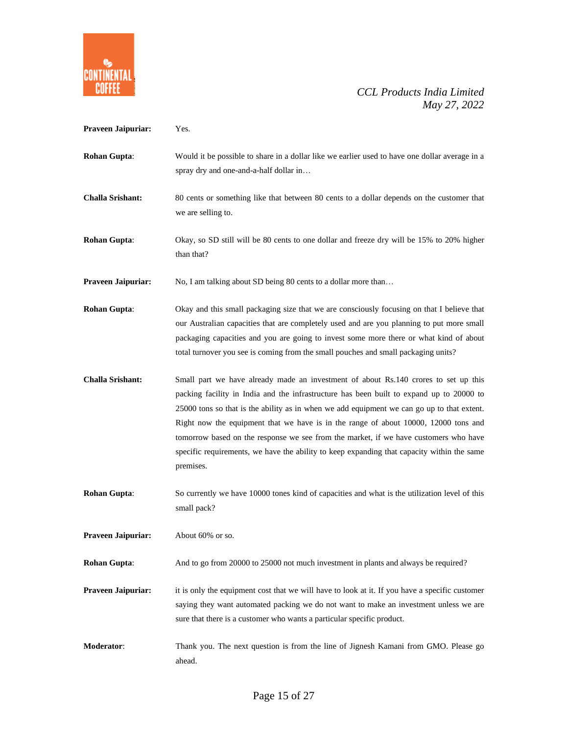**Praveen Jaipuriar:** Yes.

**Rohan Gupta**: Would it be possible to share in a dollar like we earlier used to have one dollar average in a spray dry and one-and-a-half dollar in…

**Challa Srishant:** 80 cents or something like that between 80 cents to a dollar depends on the customer that we are selling to.

**Rohan Gupta**: Okay, so SD still will be 80 cents to one dollar and freeze dry will be 15% to 20% higher than that?

**Praveen Jaipuriar:** No, I am talking about SD being 80 cents to a dollar more than…

**Rohan Gupta**: Okay and this small packaging size that we are consciously focusing on that I believe that our Australian capacities that are completely used and are you planning to put more small packaging capacities and you are going to invest some more there or what kind of about total turnover you see is coming from the small pouches and small packaging units?

**Challa Srishant:** Small part we have already made an investment of about Rs.140 crores to set up this packing facility in India and the infrastructure has been built to expand up to 20000 to 25000 tons so that is the ability as in when we add equipment we can go up to that extent. Right now the equipment that we have is in the range of about 10000, 12000 tons and tomorrow based on the response we see from the market, if we have customers who have specific requirements, we have the ability to keep expanding that capacity within the same premises.

**Rohan Gupta**: So currently we have 10000 tones kind of capacities and what is the utilization level of this small pack?

**Praveen Jaipuriar:** About 60% or so.

**Rohan Gupta**: And to go from 20000 to 25000 not much investment in plants and always be required?

**Praveen Jaipuriar:** it is only the equipment cost that we will have to look at it. If you have a specific customer saying they want automated packing we do not want to make an investment unless we are sure that there is a customer who wants a particular specific product.

**Moderator**: Thank you. The next question is from the line of Jignesh Kamani from GMO. Please go ahead.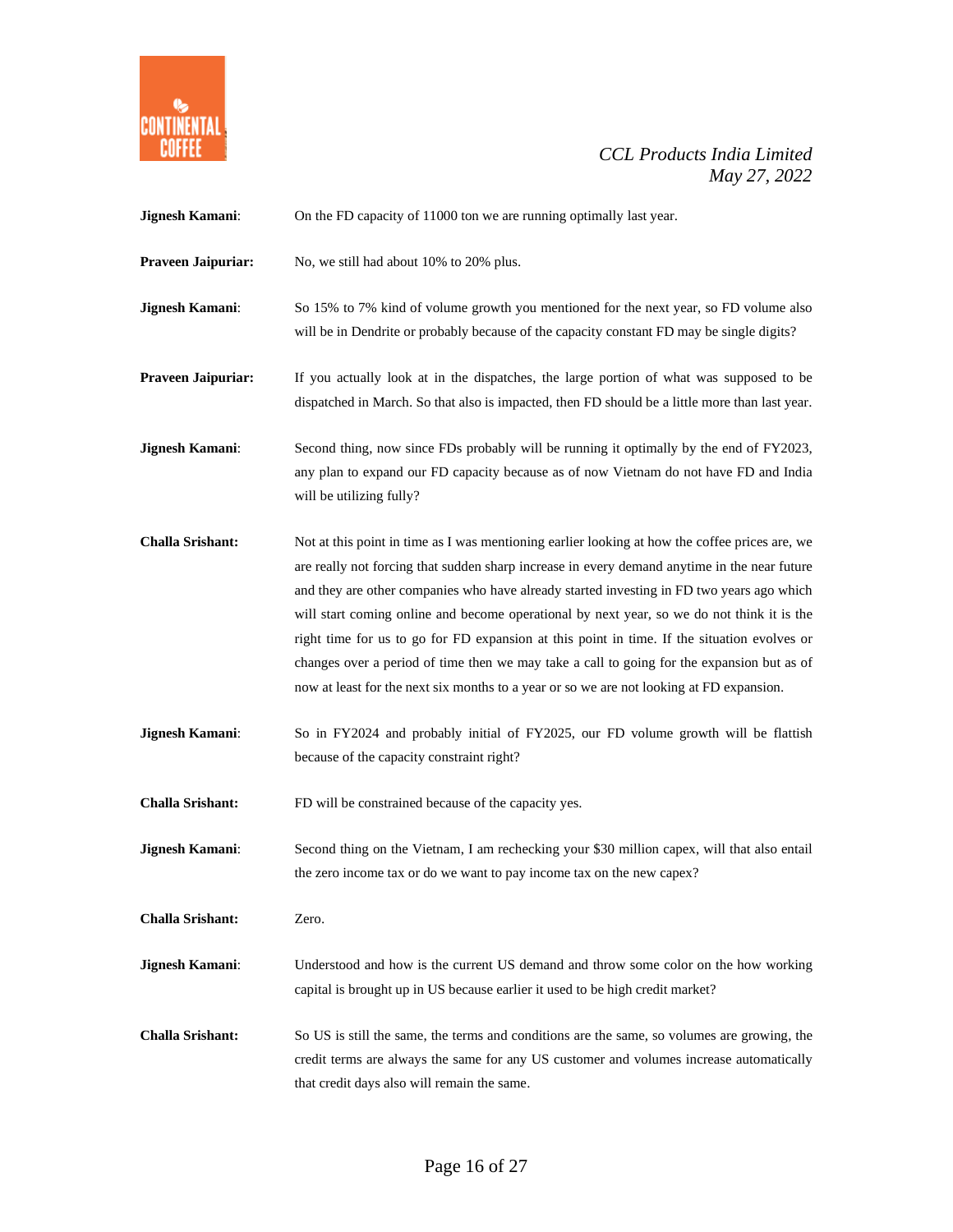**Jignesh Kamani**: On the FD capacity of 11000 ton we are running optimally last year.

**Praveen Jaipuriar:** No, we still had about 10% to 20% plus.

**Jignesh Kamani**: So 15% to 7% kind of volume growth you mentioned for the next year, so FD volume also will be in Dendrite or probably because of the capacity constant FD may be single digits?

**Praveen Jaipuriar:** If you actually look at in the dispatches, the large portion of what was supposed to be dispatched in March. So that also is impacted, then FD should be a little more than last year.

**Jignesh Kamani**: Second thing, now since FDs probably will be running it optimally by the end of FY2023, any plan to expand our FD capacity because as of now Vietnam do not have FD and India will be utilizing fully?

**Challa Srishant:** Not at this point in time as I was mentioning earlier looking at how the coffee prices are, we are really not forcing that sudden sharp increase in every demand anytime in the near future and they are other companies who have already started investing in FD two years ago which will start coming online and become operational by next year, so we do not think it is the right time for us to go for FD expansion at this point in time. If the situation evolves or changes over a period of time then we may take a call to going for the expansion but as of now at least for the next six months to a year or so we are not looking at FD expansion.

**Jignesh Kamani**: So in FY2024 and probably initial of FY2025, our FD volume growth will be flattish because of the capacity constraint right?

**Challa Srishant:** FD will be constrained because of the capacity yes.

**Jignesh Kamani**: Second thing on the Vietnam, I am rechecking your $30 million capex, will that also entail the zero income tax or do we want to pay income tax on the new capex?

**Challa Srishant:** Zero.

**Jignesh Kamani**: Understood and how is the current US demand and throw some color on the how working capital is brought up in US because earlier it used to be high credit market?

**Challa Srishant:** So US is still the same, the terms and conditions are the same, so volumes are growing, the credit terms are always the same for any US customer and volumes increase automatically that credit days also will remain the same.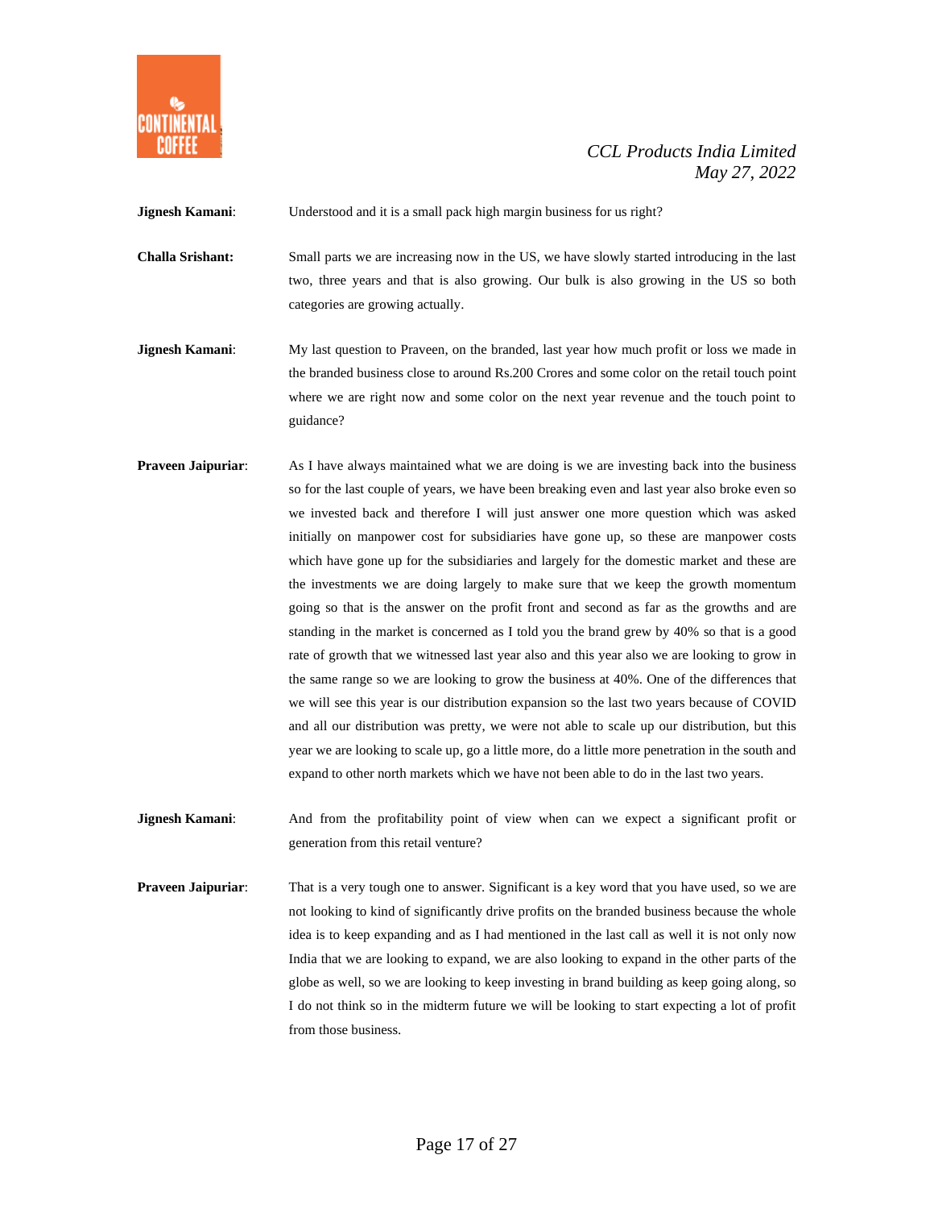**Jignesh Kamani**: Understood and it is a small pack high margin business for us right?

**Challa Srishant:** Small parts we are increasing now in the US, we have slowly started introducing in the last two, three years and that is also growing. Our bulk is also growing in the US so both categories are growing actually.

**Jignesh Kamani**: My last question to Praveen, on the branded, last year how much profit or loss we made in the branded business close to around Rs.200 Crores and some color on the retail touch point where we are right now and some color on the next year revenue and the touch point to guidance?

**Praveen Jaipuriar**: As I have always maintained what we are doing is we are investing back into the business so for the last couple of years, we have been breaking even and last year also broke even so we invested back and therefore I will just answer one more question which was asked initially on manpower cost for subsidiaries have gone up, so these are manpower costs which have gone up for the subsidiaries and largely for the domestic market and these are the investments we are doing largely to make sure that we keep the growth momentum going so that is the answer on the profit front and second as far as the growths and are standing in the market is concerned as I told you the brand grew by 40% so that is a good rate of growth that we witnessed last year also and this year also we are looking to grow in the same range so we are looking to grow the business at 40%. One of the differences that we will see this year is our distribution expansion so the last two years because of COVID and all our distribution was pretty, we were not able to scale up our distribution, but this year we are looking to scale up, go a little more, do a little more penetration in the south and expand to other north markets which we have not been able to do in the last two years.

**Jignesh Kamani**: And from the profitability point of view when can we expect a significant profit or generation from this retail venture?

**Praveen Jaipuriar**: That is a very tough one to answer. Significant is a key word that you have used, so we are not looking to kind of significantly drive profits on the branded business because the whole idea is to keep expanding and as I had mentioned in the last call as well it is not only now India that we are looking to expand, we are also looking to expand in the other parts of the globe as well, so we are looking to keep investing in brand building as keep going along, so I do not think so in the midterm future we will be looking to start expecting a lot of profit from those business.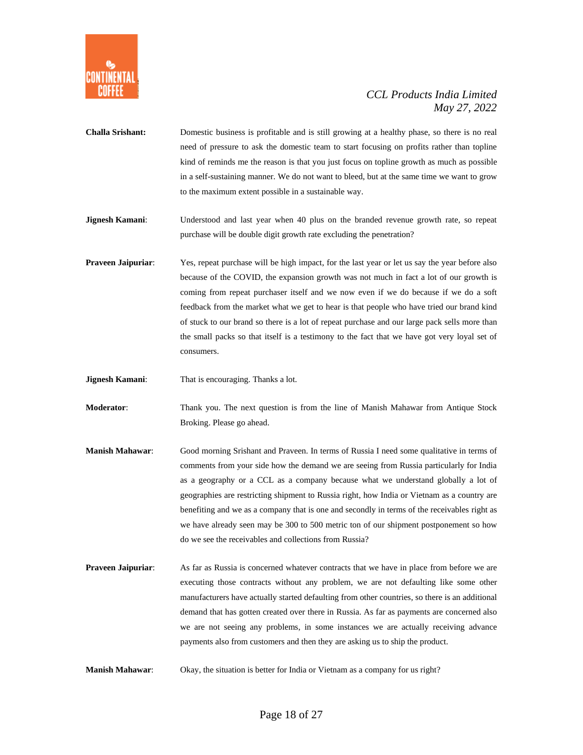**Challa Srishant:** Domestic business is profitable and is still growing at a healthy phase, so there is no real need of pressure to ask the domestic team to start focusing on profits rather than topline kind of reminds me the reason is that you just focus on topline growth as much as possible in a self-sustaining manner. We do not want to bleed, but at the same time we want to grow to the maximum extent possible in a sustainable way.

**Jignesh Kamani**: Understood and last year when 40 plus on the branded revenue growth rate, so repeat purchase will be double digit growth rate excluding the penetration?

**Praveen Jaipuriar**: Yes, repeat purchase will be high impact, for the last year or let us say the year before also because of the COVID, the expansion growth was not much in fact a lot of our growth is coming from repeat purchaser itself and we now even if we do because if we do a soft feedback from the market what we get to hear is that people who have tried our brand kind of stuck to our brand so there is a lot of repeat purchase and our large pack sells more than the small packs so that itself is a testimony to the fact that we have got very loyal set of consumers.

**Jignesh Kamani**: That is encouraging. Thanks a lot.

**Moderator**: Thank you. The next question is from the line of Manish Mahawar from Antique Stock Broking. Please go ahead.

**Manish Mahawar**: Good morning Srishant and Praveen. In terms of Russia I need some qualitative in terms of comments from your side how the demand we are seeing from Russia particularly for India as a geography or a CCL as a company because what we understand globally a lot of geographies are restricting shipment to Russia right, how India or Vietnam as a country are benefiting and we as a company that is one and secondly in terms of the receivables right as we have already seen may be 300 to 500 metric ton of our shipment postponement so how do we see the receivables and collections from Russia?

**Praveen Jaipuriar**: As far as Russia is concerned whatever contracts that we have in place from before we are executing those contracts without any problem, we are not defaulting like some other manufacturers have actually started defaulting from other countries, so there is an additional demand that has gotten created over there in Russia. As far as payments are concerned also we are not seeing any problems, in some instances we are actually receiving advance payments also from customers and then they are asking us to ship the product.

**Manish Mahawar**: Okay, the situation is better for India or Vietnam as a company for us right?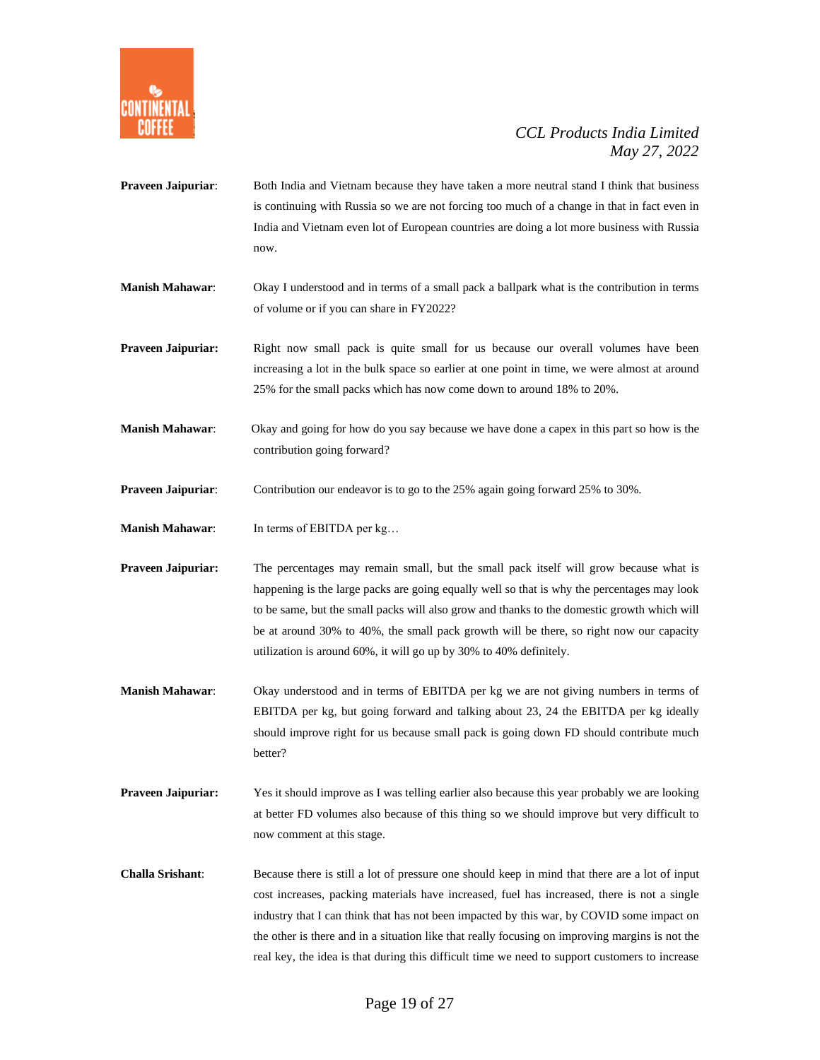**Praveen Jaipuriar**: Both India and Vietnam because they have taken a more neutral stand I think that business is continuing with Russia so we are not forcing too much of a change in that in fact even in India and Vietnam even lot of European countries are doing a lot more business with Russia now.

**Manish Mahawar**: Okay I understood and in terms of a small pack a ballpark what is the contribution in terms of volume or if you can share in FY2022?

**Praveen Jaipuriar:** Right now small pack is quite small for us because our overall volumes have been increasing a lot in the bulk space so earlier at one point in time, we were almost at around 25% for the small packs which has now come down to around 18% to 20%.

**Manish Mahawar**: Okay and going for how do you say because we have done a capex in this part so how is the contribution going forward?

**Praveen Jaipuriar**: Contribution our endeavor is to go to the 25% again going forward 25% to 30%.

**Manish Mahawar**: In terms of EBITDA per kg…

**Praveen Jaipuriar:** The percentages may remain small, but the small pack itself will grow because what is happening is the large packs are going equally well so that is why the percentages may look to be same, but the small packs will also grow and thanks to the domestic growth which will be at around 30% to 40%, the small pack growth will be there, so right now our capacity utilization is around 60%, it will go up by 30% to 40% definitely.

**Manish Mahawar**: Okay understood and in terms of EBITDA per kg we are not giving numbers in terms of EBITDA per kg, but going forward and talking about 23, 24 the EBITDA per kg ideally should improve right for us because small pack is going down FD should contribute much better?

**Praveen Jaipuriar:** Yes it should improve as I was telling earlier also because this year probably we are looking at better FD volumes also because of this thing so we should improve but very difficult to now comment at this stage.

**Challa Srishant**: Because there is still a lot of pressure one should keep in mind that there are a lot of input cost increases, packing materials have increased, fuel has increased, there is not a single industry that I can think that has not been impacted by this war, by COVID some impact on the other is there and in a situation like that really focusing on improving margins is not the real key, the idea is that during this difficult time we need to support customers to increase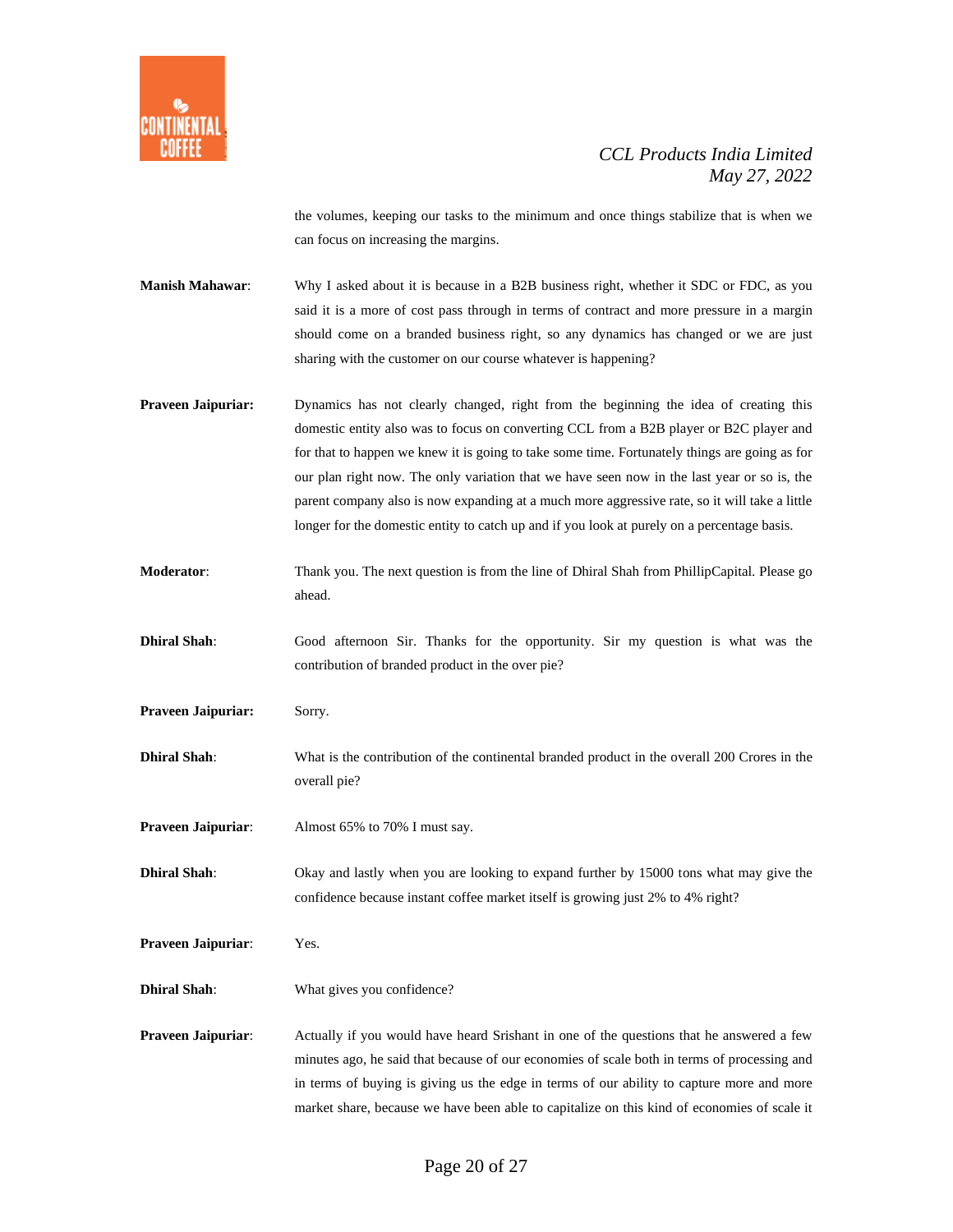the volumes, keeping our tasks to the minimum and once things stabilize that is when we can focus on increasing the margins.

**Manish Mahawar**: Why I asked about it is because in a B2B business right, whether it SDC or FDC, as you said it is a more of cost pass through in terms of contract and more pressure in a margin should come on a branded business right, so any dynamics has changed or we are just sharing with the customer on our course whatever is happening?

**Praveen Jaipuriar:** Dynamics has not clearly changed, right from the beginning the idea of creating this domestic entity also was to focus on converting CCL from a B2B player or B2C player and for that to happen we knew it is going to take some time. Fortunately things are going as for our plan right now. The only variation that we have seen now in the last year or so is, the parent company also is now expanding at a much more aggressive rate, so it will take a little longer for the domestic entity to catch up and if you look at purely on a percentage basis.

**Moderator**: Thank you. The next question is from the line of Dhiral Shah from PhillipCapital. Please go ahead.

**Dhiral Shah**: Good afternoon Sir. Thanks for the opportunity. Sir my question is what was the contribution of branded product in the over pie?

**Praveen Jaipuriar:** Sorry.

**Dhiral Shah**: What is the contribution of the continental branded product in the overall 200 Crores in the overall pie?

**Praveen Jaipuriar**: Almost 65% to 70% I must say.

**Dhiral Shah**: Okay and lastly when you are looking to expand further by 15000 tons what may give the confidence because instant coffee market itself is growing just 2% to 4% right?

**Praveen Jaipuriar**: Yes.

**Dhiral Shah**: What gives you confidence?

**Praveen Jaipuriar**: Actually if you would have heard Srishant in one of the questions that he answered a few minutes ago, he said that because of our economies of scale both in terms of processing and in terms of buying is giving us the edge in terms of our ability to capture more and more market share, because we have been able to capitalize on this kind of economies of scale it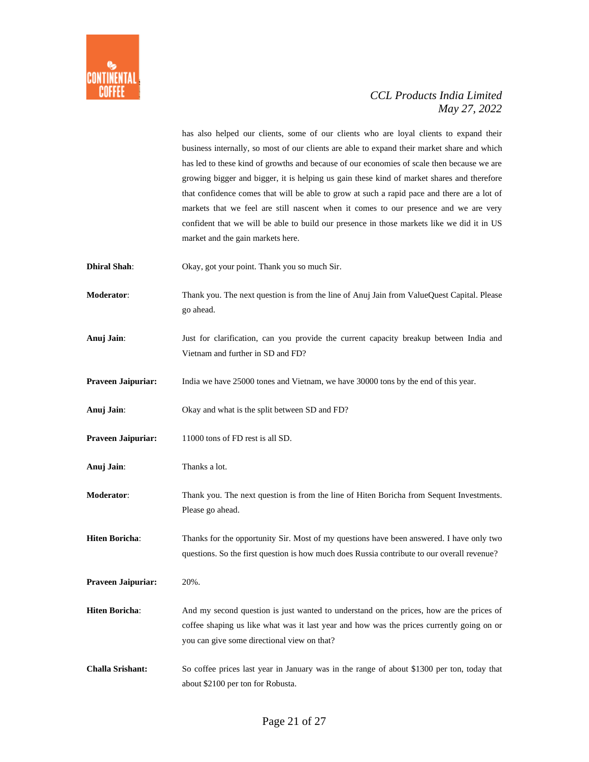has also helped our clients, some of our clients who are loyal clients to expand their business internally, so most of our clients are able to expand their market share and which has led to these kind of growths and because of our economies of scale then because we are growing bigger and bigger, it is helping us gain these kind of market shares and therefore that confidence comes that will be able to grow at such a rapid pace and there are a lot of markets that we feel are still nascent when it comes to our presence and we are very confident that we will be able to build our presence in those markets like we did it in US market and the gain markets here.

**Dhiral Shah**: Okay, got your point. Thank you so much Sir.

**Moderator**: Thank you. The next question is from the line of Anuj Jain from ValueQuest Capital. Please go ahead.

**Anuj Jain**: Just for clarification, can you provide the current capacity breakup between India and Vietnam and further in SD and FD?

**Praveen Jaipuriar:** India we have 25000 tones and Vietnam, we have 30000 tons by the end of this year.

**Anuj Jain**: Okay and what is the split between SD and FD?

**Praveen Jaipuriar:** 11000 tons of FD rest is all SD.

**Anuj Jain**: Thanks a lot.

**Moderator**: Thank you. The next question is from the line of Hiten Boricha from Sequent Investments. Please go ahead.

**Hiten Boricha**: Thanks for the opportunity Sir. Most of my questions have been answered. I have only two questions. So the first question is how much does Russia contribute to our overall revenue?

**Praveen Jaipuriar:** 20%.

**Hiten Boricha**: And my second question is just wanted to understand on the prices, how are the prices of coffee shaping us like what was it last year and how was the prices currently going on or you can give some directional view on that?

**Challa Srishant:** So coffee prices last year in January was in the range of about $1300 per ton, today that about $2100 per ton for Robusta.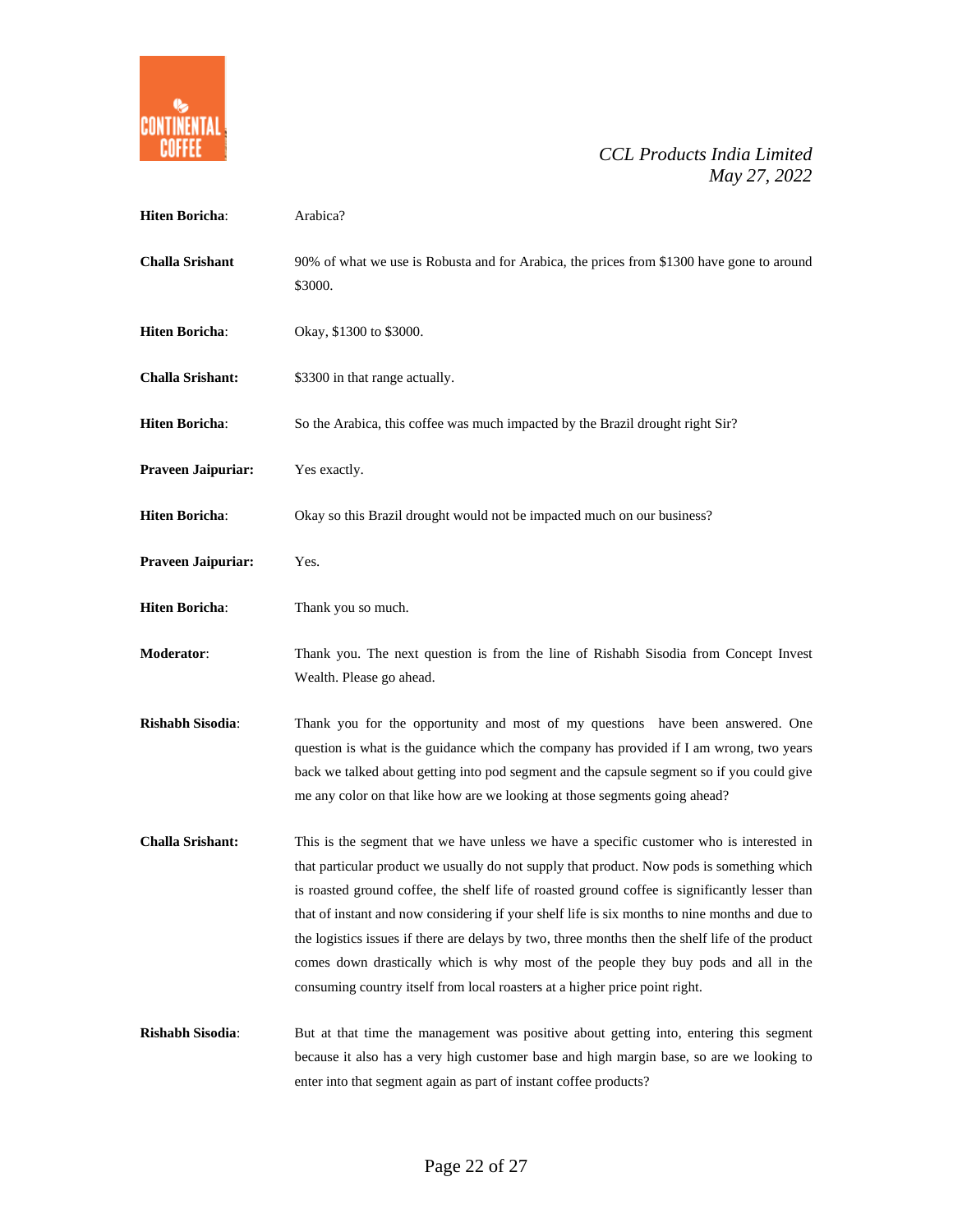**Hiten Boricha**: Arabica?

**Challa Srishant** 90% of what we use is Robusta and for Arabica, the prices from $1300 have gone to around $3000.

**Hiten Boricha**: Okay, $1300 to $3000.

**Challa Srishant:** $3300 in that range actually.

**Hiten Boricha**: So the Arabica, this coffee was much impacted by the Brazil drought right Sir?

**Praveen Jaipuriar:** Yes exactly.

**Hiten Boricha**: Okay so this Brazil drought would not be impacted much on our business?

**Praveen Jaipuriar:** Yes.

**Hiten Boricha**: Thank you so much.

**Moderator**: Thank you. The next question is from the line of Rishabh Sisodia from Concept Invest Wealth. Please go ahead.

**Rishabh Sisodia**: Thank you for the opportunity and most of my questions have been answered. One question is what is the guidance which the company has provided if I am wrong, two years back we talked about getting into pod segment and the capsule segment so if you could give me any color on that like how are we looking at those segments going ahead?

**Challa Srishant:** This is the segment that we have unless we have a specific customer who is interested in that particular product we usually do not supply that product. Now pods is something which is roasted ground coffee, the shelf life of roasted ground coffee is significantly lesser than that of instant and now considering if your shelf life is six months to nine months and due to the logistics issues if there are delays by two, three months then the shelf life of the product comes down drastically which is why most of the people they buy pods and all in the consuming country itself from local roasters at a higher price point right.

**Rishabh Sisodia**: But at that time the management was positive about getting into, entering this segment because it also has a very high customer base and high margin base, so are we looking to enter into that segment again as part of instant coffee products?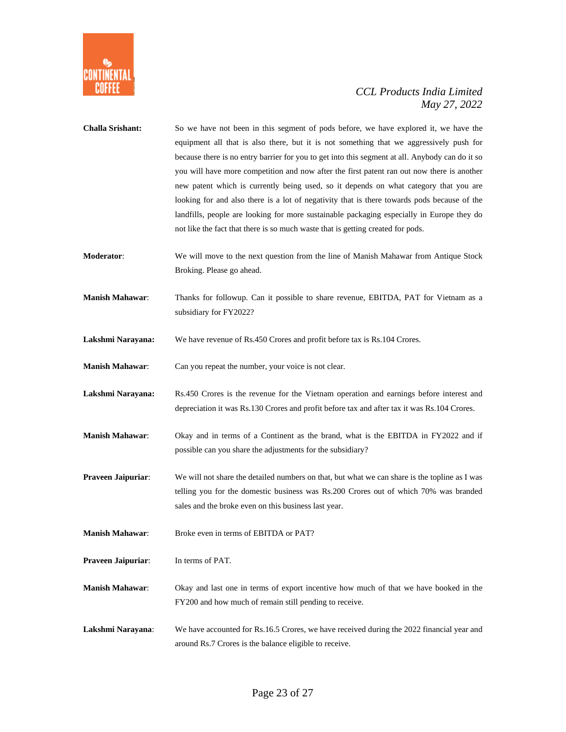**Challa Srishant:** So we have not been in this segment of pods before, we have explored it, we have the equipment all that is also there, but it is not something that we aggressively push for because there is no entry barrier for you to get into this segment at all. Anybody can do it so you will have more competition and now after the first patent ran out now there is another new patent which is currently being used, so it depends on what category that you are looking for and also there is a lot of negativity that is there towards pods because of the landfills, people are looking for more sustainable packaging especially in Europe they do not like the fact that there is so much waste that is getting created for pods.

**Moderator**: We will move to the next question from the line of Manish Mahawar from Antique Stock Broking. Please go ahead.

**Manish Mahawar**: Thanks for followup. Can it possible to share revenue, EBITDA, PAT for Vietnam as a subsidiary for FY2022?

**Lakshmi Narayana:** We have revenue of Rs.450 Crores and profit before tax is Rs.104 Crores.

**Manish Mahawar**: Can you repeat the number, your voice is not clear.

**Lakshmi Narayana:** Rs.450 Crores is the revenue for the Vietnam operation and earnings before interest and depreciation it was Rs.130 Crores and profit before tax and after tax it was Rs.104 Crores.

**Manish Mahawar**: Okay and in terms of a Continent as the brand, what is the EBITDA in FY2022 and if possible can you share the adjustments for the subsidiary?

**Praveen Jaipuriar**: We will not share the detailed numbers on that, but what we can share is the topline as I was telling you for the domestic business was Rs.200 Crores out of which 70% was branded sales and the broke even on this business last year.

**Manish Mahawar**: Broke even in terms of EBITDA or PAT?

**Praveen Jaipuriar**: In terms of PAT.

**Manish Mahawar**: Okay and last one in terms of export incentive how much of that we have booked in the FY200 and how much of remain still pending to receive.

**Lakshmi Narayana**: We have accounted for Rs.16.5 Crores, we have received during the 2022 financial year and around Rs.7 Crores is the balance eligible to receive.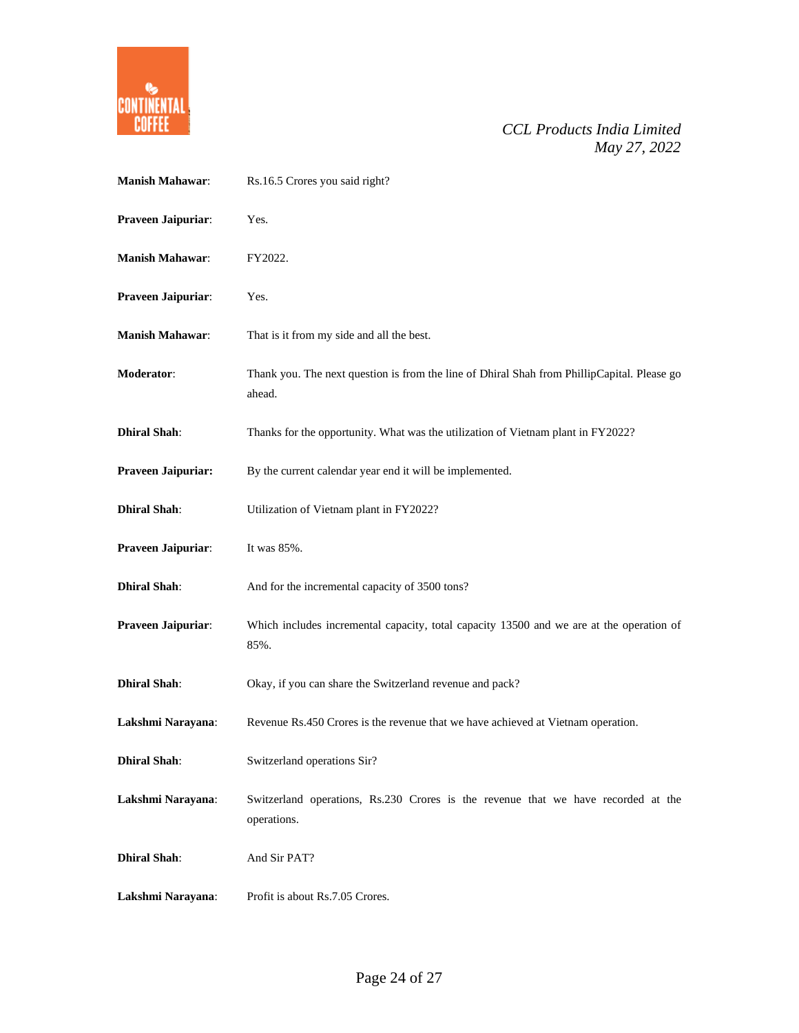**Manish Mahawar**: Rs.16.5 Crores you said right?

**Praveen Jaipuriar**: Yes.

**Manish Mahawar**: FY2022.

**Praveen Jaipuriar**: Yes.

**Manish Mahawar**: That is it from my side and all the best.

**Moderator**: Thank you. The next question is from the line of Dhiral Shah from PhillipCapital. Please go ahead.

**Dhiral Shah**: Thanks for the opportunity. What was the utilization of Vietnam plant in FY2022?

**Praveen Jaipuriar:** By the current calendar year end it will be implemented.

**Dhiral Shah**: Utilization of Vietnam plant in FY2022?

**Praveen Jaipuriar**: It was 85%.

**Dhiral Shah**: And for the incremental capacity of 3500 tons?

**Praveen Jaipuriar**: Which includes incremental capacity, total capacity 13500 and we are at the operation of 85%.

**Dhiral Shah**: Okay, if you can share the Switzerland revenue and pack?

**Lakshmi Narayana**: Revenue Rs.450 Crores is the revenue that we have achieved at Vietnam operation.

**Dhiral Shah**: Switzerland operations Sir?

**Lakshmi Narayana**: Switzerland operations, Rs.230 Crores is the revenue that we have recorded at the operations.

**Dhiral Shah**: And Sir PAT?

**Lakshmi Narayana**: Profit is about Rs.7.05 Crores.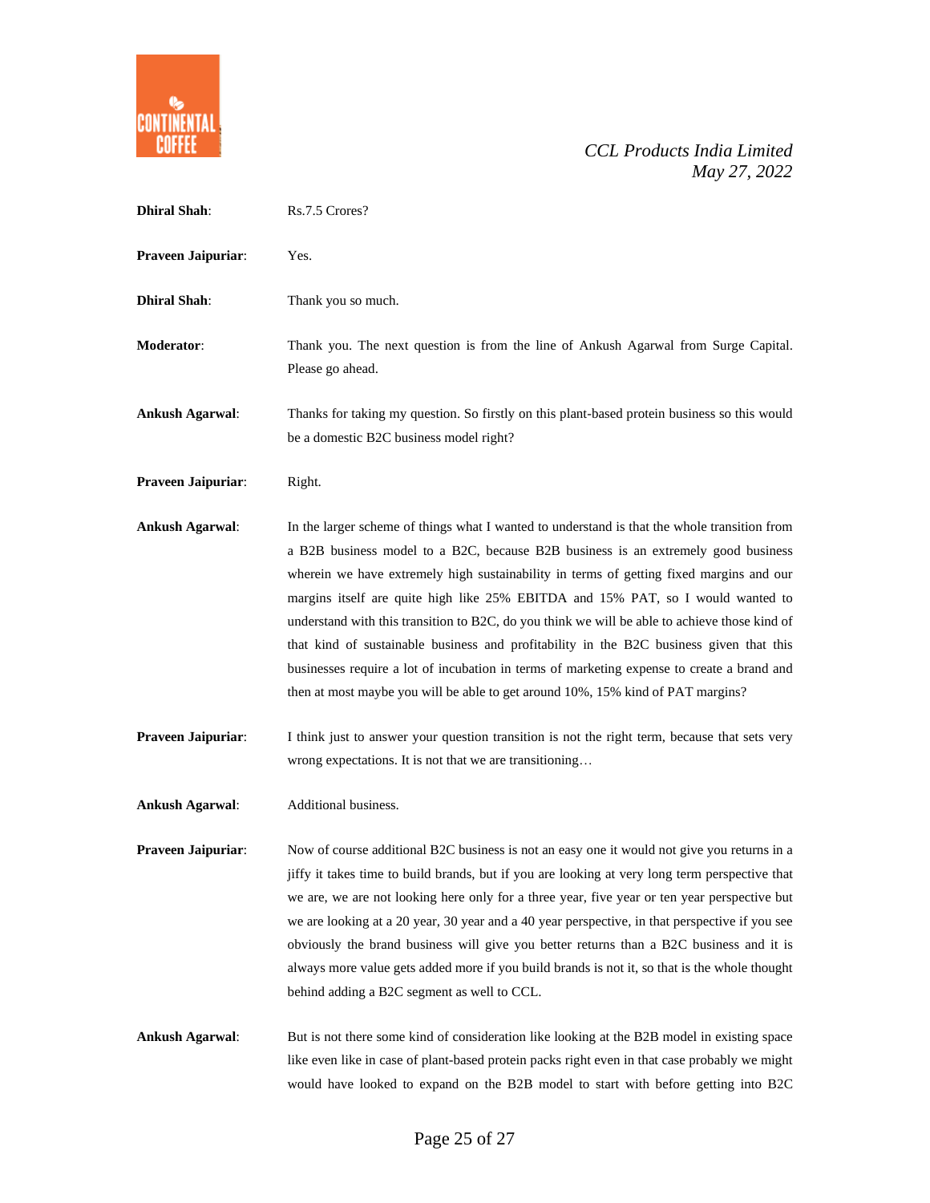**Dhiral Shah**: Rs.7.5 Crores?

**Praveen Jaipuriar**: Yes.

**Dhiral Shah**: Thank you so much.

**Moderator**: Thank you. The next question is from the line of Ankush Agarwal from Surge Capital. Please go ahead.

**Ankush Agarwal**: Thanks for taking my question. So firstly on this plant-based protein business so this would be a domestic B2C business model right?

**Praveen Jaipuriar**: Right.

**Ankush Agarwal**: In the larger scheme of things what I wanted to understand is that the whole transition from a B2B business model to a B2C, because B2B business is an extremely good business wherein we have extremely high sustainability in terms of getting fixed margins and our margins itself are quite high like 25% EBITDA and 15% PAT, so I would wanted to understand with this transition to B2C, do you think we will be able to achieve those kind of that kind of sustainable business and profitability in the B2C business given that this businesses require a lot of incubation in terms of marketing expense to create a brand and then at most maybe you will be able to get around 10%, 15% kind of PAT margins?

**Praveen Jaipuriar**: I think just to answer your question transition is not the right term, because that sets very wrong expectations. It is not that we are transitioning…

**Ankush Agarwal**: Additional business.

**Praveen Jaipuriar**: Now of course additional B2C business is not an easy one it would not give you returns in a jiffy it takes time to build brands, but if you are looking at very long term perspective that we are, we are not looking here only for a three year, five year or ten year perspective but we are looking at a 20 year, 30 year and a 40 year perspective, in that perspective if you see obviously the brand business will give you better returns than a B2C business and it is always more value gets added more if you build brands is not it, so that is the whole thought behind adding a B2C segment as well to CCL.

**Ankush Agarwal**: But is not there some kind of consideration like looking at the B2B model in existing space like even like in case of plant-based protein packs right even in that case probably we might would have looked to expand on the B2B model to start with before getting into B2C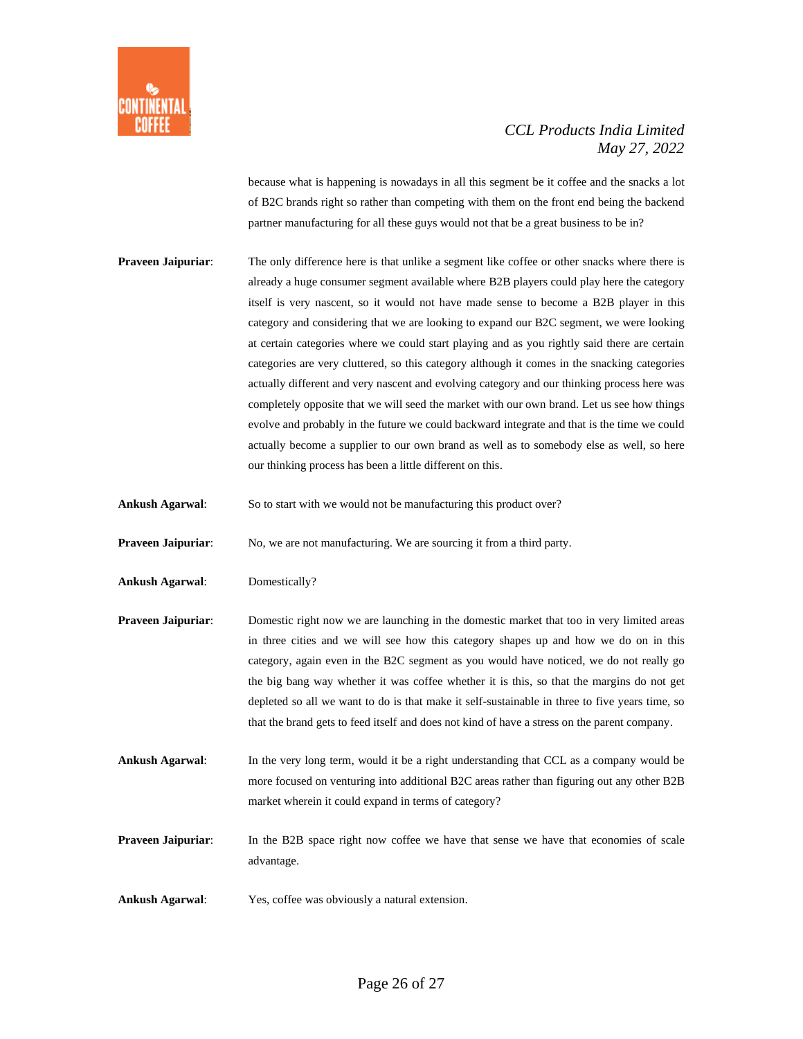because what is happening is nowadays in all this segment be it coffee and the snacks a lot of B2C brands right so rather than competing with them on the front end being the backend partner manufacturing for all these guys would not that be a great business to be in?

**Praveen Jaipuriar**: The only difference here is that unlike a segment like coffee or other snacks where there is already a huge consumer segment available where B2B players could play here the category itself is very nascent, so it would not have made sense to become a B2B player in this category and considering that we are looking to expand our B2C segment, we were looking at certain categories where we could start playing and as you rightly said there are certain categories are very cluttered, so this category although it comes in the snacking categories actually different and very nascent and evolving category and our thinking process here was completely opposite that we will seed the market with our own brand. Let us see how things evolve and probably in the future we could backward integrate and that is the time we could actually become a supplier to our own brand as well as to somebody else as well, so here our thinking process has been a little different on this.

**Ankush Agarwal**: So to start with we would not be manufacturing this product over?

**Praveen Jaipuriar**: No, we are not manufacturing. We are sourcing it from a third party.

**Ankush Agarwal**: Domestically?

**Praveen Jaipuriar**: Domestic right now we are launching in the domestic market that too in very limited areas in three cities and we will see how this category shapes up and how we do on in this category, again even in the B2C segment as you would have noticed, we do not really go the big bang way whether it was coffee whether it is this, so that the margins do not get depleted so all we want to do is that make it self-sustainable in three to five years time, so that the brand gets to feed itself and does not kind of have a stress on the parent company.

**Ankush Agarwal**: In the very long term, would it be a right understanding that CCL as a company would be more focused on venturing into additional B2C areas rather than figuring out any other B2B market wherein it could expand in terms of category?

**Praveen Jaipuriar**: In the B2B space right now coffee we have that sense we have that economies of scale advantage.

**Ankush Agarwal**: Yes, coffee was obviously a natural extension.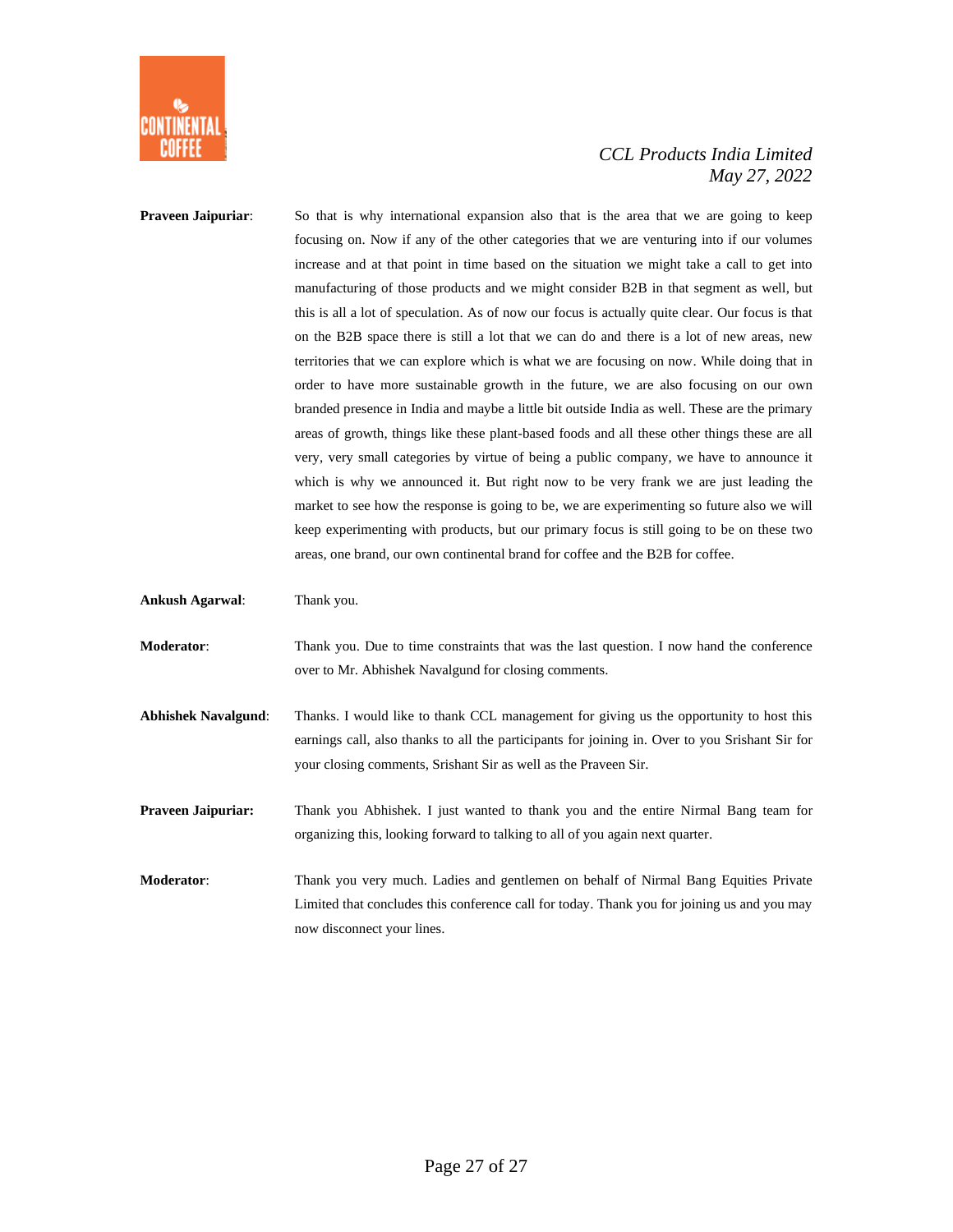**Praveen Jaipuriar**: So that is why international expansion also that is the area that we are going to keep focusing on. Now if any of the other categories that we are venturing into if our volumes increase and at that point in time based on the situation we might take a call to get into manufacturing of those products and we might consider B2B in that segment as well, but this is all a lot of speculation. As of now our focus is actually quite clear. Our focus is that on the B2B space there is still a lot that we can do and there is a lot of new areas, new territories that we can explore which is what we are focusing on now. While doing that in order to have more sustainable growth in the future, we are also focusing on our own branded presence in India and maybe a little bit outside India as well. These are the primary areas of growth, things like these plant-based foods and all these other things these are all very, very small categories by virtue of being a public company, we have to announce it which is why we announced it. But right now to be very frank we are just leading the market to see how the response is going to be, we are experimenting so future also we will keep experimenting with products, but our primary focus is still going to be on these two areas, one brand, our own continental brand for coffee and the B2B for coffee.

**Ankush Agarwal**: Thank you.

**Moderator**: Thank you. Due to time constraints that was the last question. I now hand the conference over to Mr. Abhishek Navalgund for closing comments.

**Abhishek Navalgund**: Thanks. I would like to thank CCL management for giving us the opportunity to host this earnings call, also thanks to all the participants for joining in. Over to you Srishant Sir for your closing comments, Srishant Sir as well as the Praveen Sir.

**Praveen Jaipuriar:** Thank you Abhishek. I just wanted to thank you and the entire Nirmal Bang team for organizing this, looking forward to talking to all of you again next quarter.

**Moderator**: Thank you very much. Ladies and gentlemen on behalf of Nirmal Bang Equities Private Limited that concludes this conference call for today. Thank you for joining us and you may now disconnect your lines.